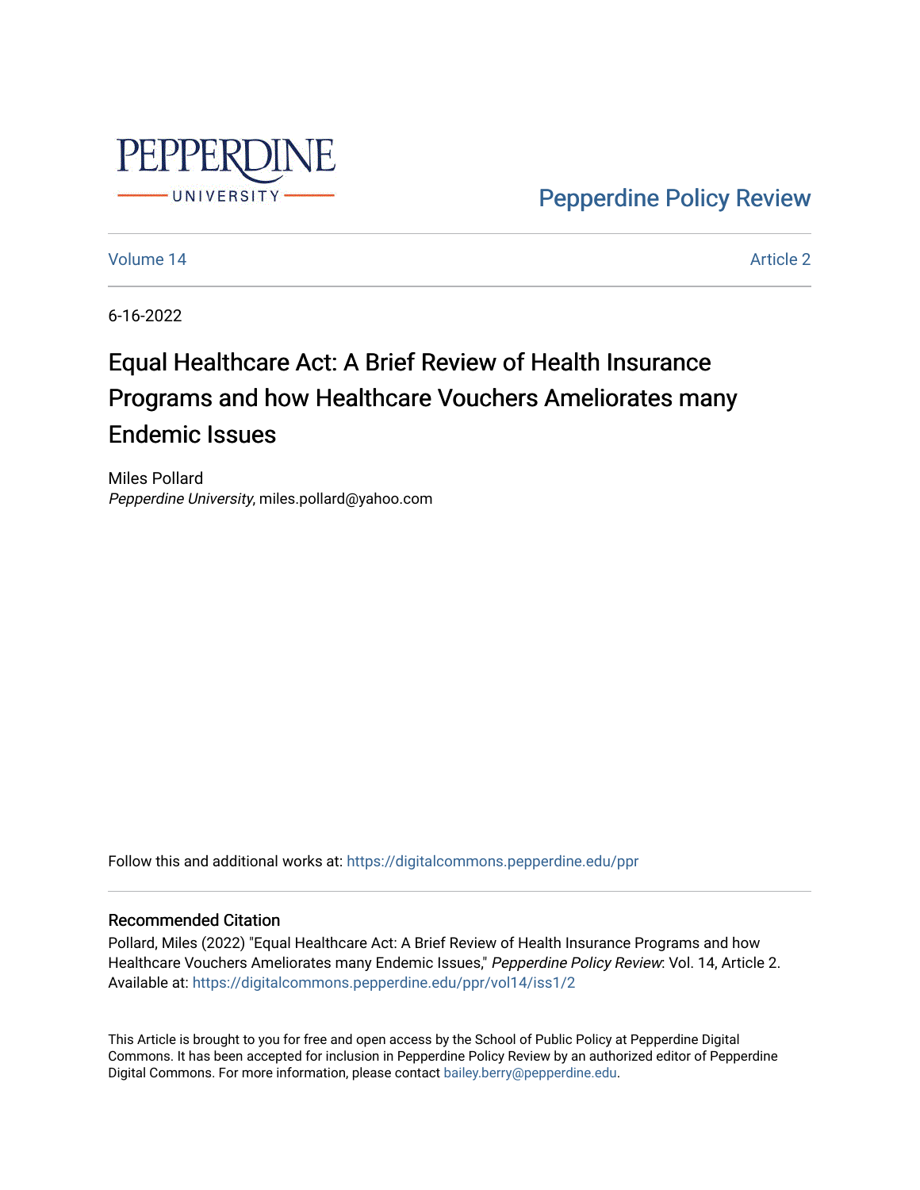Pepperdine Policy Review

Volume 14 Article 2

6-16-2022

# Equal Healthcare Act: A Brief Review of Health Insurance Programs and how Healthcare Vouchers Ameliorates many Endemic Issues

Miles Pollard
*Pepperdine University*, miles.pollard@yahoo.com

Follow this and additional works at: https://digitalcommons.pepperdine.edu/ppr

## Recommended Citation

Pollard, Miles (2022) "Equal Healthcare Act: A Brief Review of Health Insurance Programs and how Healthcare Vouchers Ameliorates many Endemic Issues," *Pepperdine Policy Review*: Vol. 14, Article 2.
Available at: https://digitalcommons.pepperdine.edu/ppr/vol14/iss1/2

This Article is brought to you for free and open access by the School of Public Policy at Pepperdine Digital Commons. It has been accepted for inclusion in Pepperdine Policy Review by an authorized editor of Pepperdine Digital Commons. For more information, please contact bailey.berry@pepperdine.edu.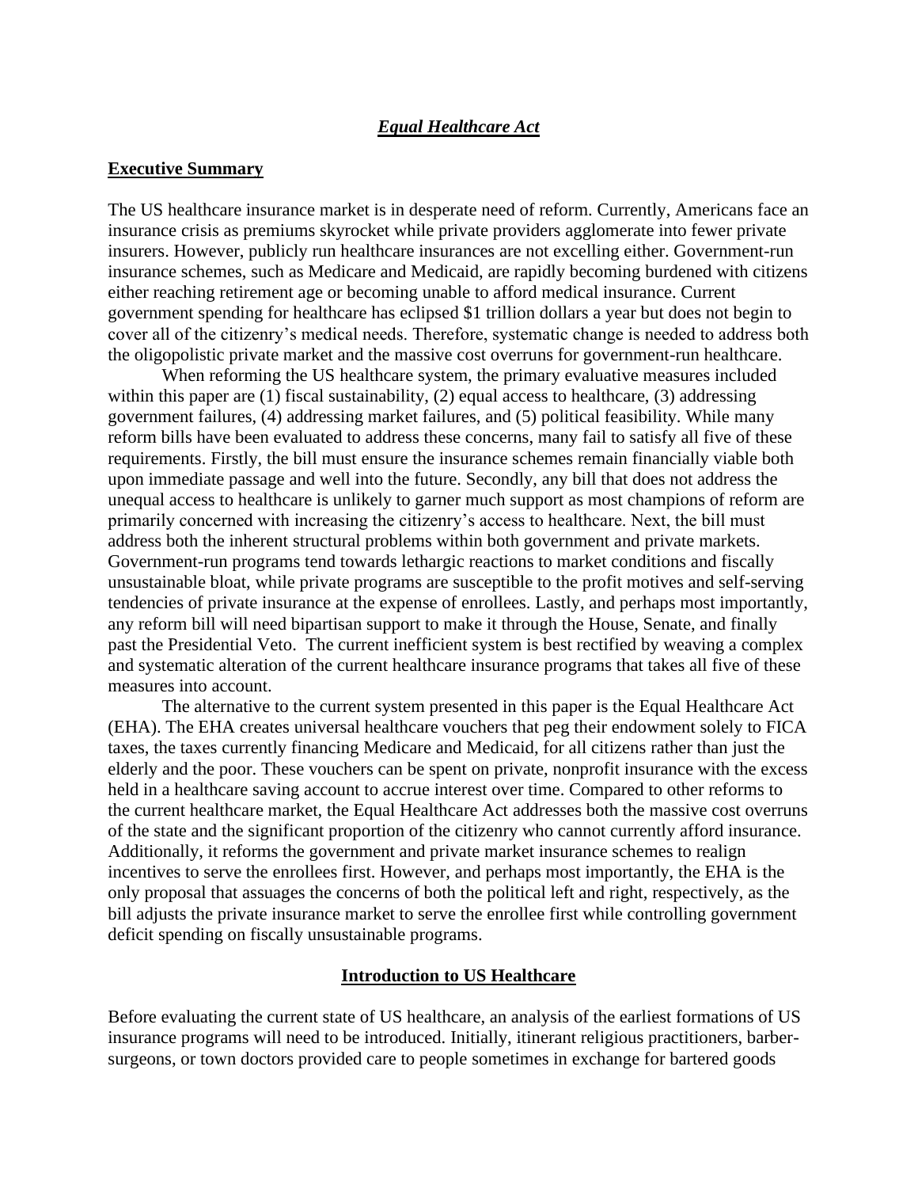## ***Equal Healthcare Act***

### **Executive Summary**

The US healthcare insurance market is in desperate need of reform. Currently, Americans face an insurance crisis as premiums skyrocket while private providers agglomerate into fewer private insurers. However, publicly run healthcare insurances are not excelling either. Government-run insurance schemes, such as Medicare and Medicaid, are rapidly becoming burdened with citizens either reaching retirement age or becoming unable to afford medical insurance. Current government spending for healthcare has eclipsed $1 trillion dollars a year but does not begin to cover all of the citizenry's medical needs. Therefore, systematic change is needed to address both the oligopolistic private market and the massive cost overruns for government-run healthcare.

When reforming the US healthcare system, the primary evaluative measures included within this paper are (1) fiscal sustainability, (2) equal access to healthcare, (3) addressing government failures, (4) addressing market failures, and (5) political feasibility. While many reform bills have been evaluated to address these concerns, many fail to satisfy all five of these requirements. Firstly, the bill must ensure the insurance schemes remain financially viable both upon immediate passage and well into the future. Secondly, any bill that does not address the unequal access to healthcare is unlikely to garner much support as most champions of reform are primarily concerned with increasing the citizenry's access to healthcare. Next, the bill must address both the inherent structural problems within both government and private markets. Government-run programs tend towards lethargic reactions to market conditions and fiscally unsustainable bloat, while private programs are susceptible to the profit motives and self-serving tendencies of private insurance at the expense of enrollees. Lastly, and perhaps most importantly, any reform bill will need bipartisan support to make it through the House, Senate, and finally past the Presidential Veto. The current inefficient system is best rectified by weaving a complex and systematic alteration of the current healthcare insurance programs that takes all five of these measures into account.

The alternative to the current system presented in this paper is the Equal Healthcare Act (EHA). The EHA creates universal healthcare vouchers that peg their endowment solely to FICA taxes, the taxes currently financing Medicare and Medicaid, for all citizens rather than just the elderly and the poor. These vouchers can be spent on private, nonprofit insurance with the excess held in a healthcare saving account to accrue interest over time. Compared to other reforms to the current healthcare market, the Equal Healthcare Act addresses both the massive cost overruns of the state and the significant proportion of the citizenry who cannot currently afford insurance. Additionally, it reforms the government and private market insurance schemes to realign incentives to serve the enrollees first. However, and perhaps most importantly, the EHA is the only proposal that assuages the concerns of both the political left and right, respectively, as the bill adjusts the private insurance market to serve the enrollee first while controlling government deficit spending on fiscally unsustainable programs.

### **Introduction to US Healthcare**

Before evaluating the current state of US healthcare, an analysis of the earliest formations of US insurance programs will need to be introduced. Initially, itinerant religious practitioners, barber-surgeons, or town doctors provided care to people sometimes in exchange for bartered goods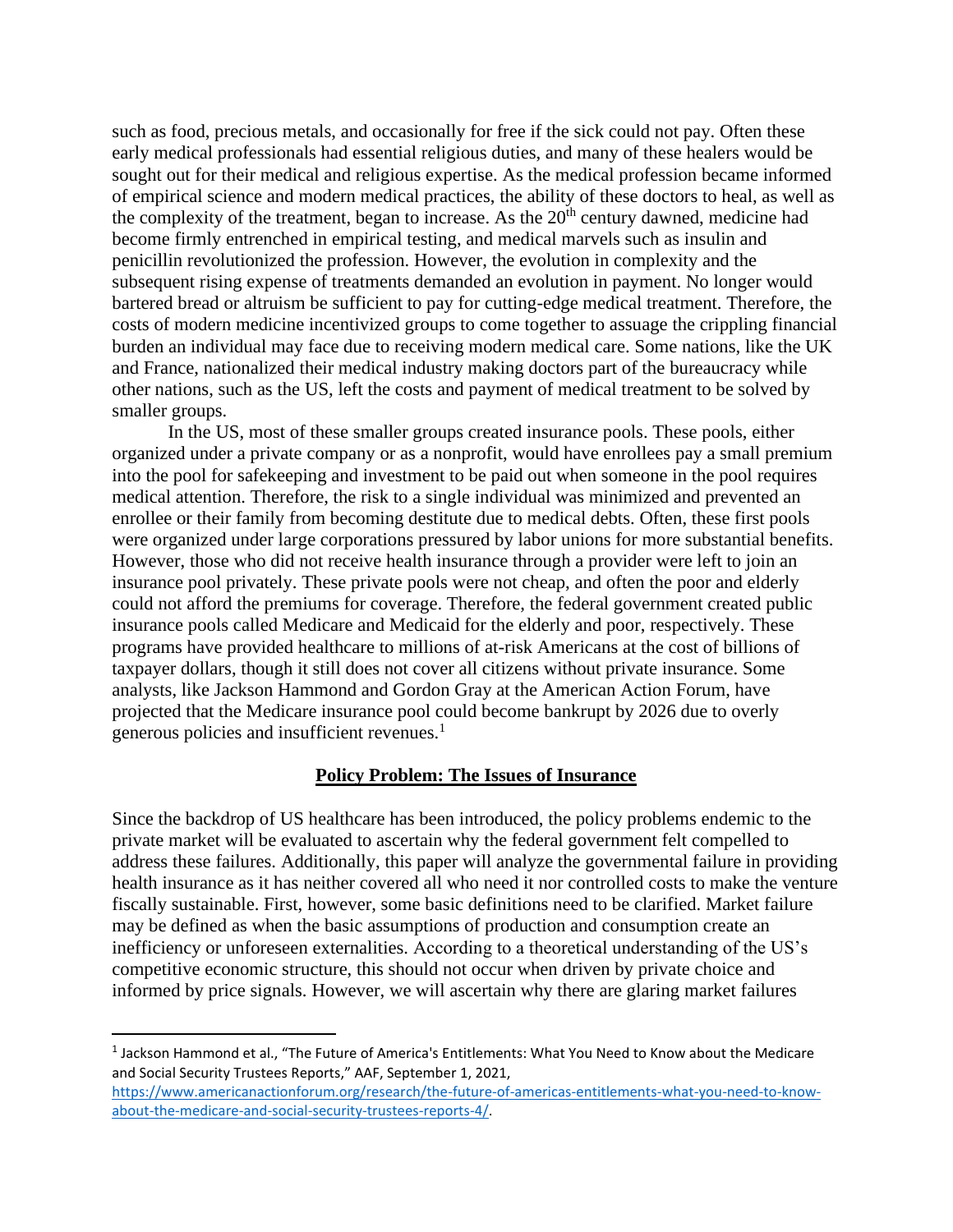such as food, precious metals, and occasionally for free if the sick could not pay. Often these early medical professionals had essential religious duties, and many of these healers would be sought out for their medical and religious expertise. As the medical profession became informed of empirical science and modern medical practices, the ability of these doctors to heal, as well as the complexity of the treatment, began to increase. As the 20th century dawned, medicine had become firmly entrenched in empirical testing, and medical marvels such as insulin and penicillin revolutionized the profession. However, the evolution in complexity and the subsequent rising expense of treatments demanded an evolution in payment. No longer would bartered bread or altruism be sufficient to pay for cutting-edge medical treatment. Therefore, the costs of modern medicine incentivized groups to come together to assuage the crippling financial burden an individual may face due to receiving modern medical care. Some nations, like the UK and France, nationalized their medical industry making doctors part of the bureaucracy while other nations, such as the US, left the costs and payment of medical treatment to be solved by smaller groups.

In the US, most of these smaller groups created insurance pools. These pools, either organized under a private company or as a nonprofit, would have enrollees pay a small premium into the pool for safekeeping and investment to be paid out when someone in the pool requires medical attention. Therefore, the risk to a single individual was minimized and prevented an enrollee or their family from becoming destitute due to medical debts. Often, these first pools were organized under large corporations pressured by labor unions for more substantial benefits. However, those who did not receive health insurance through a provider were left to join an insurance pool privately. These private pools were not cheap, and often the poor and elderly could not afford the premiums for coverage. Therefore, the federal government created public insurance pools called Medicare and Medicaid for the elderly and poor, respectively. These programs have provided healthcare to millions of at-risk Americans at the cost of billions of taxpayer dollars, though it still does not cover all citizens without private insurance. Some analysts, like Jackson Hammond and Gordon Gray at the American Action Forum, have projected that the Medicare insurance pool could become bankrupt by 2026 due to overly generous policies and insufficient revenues.[1]

## Policy Problem: The Issues of Insurance

Since the backdrop of US healthcare has been introduced, the policy problems endemic to the private market will be evaluated to ascertain why the federal government felt compelled to address these failures. Additionally, this paper will analyze the governmental failure in providing health insurance as it has neither covered all who need it nor controlled costs to make the venture fiscally sustainable. First, however, some basic definitions need to be clarified. Market failure may be defined as when the basic assumptions of production and consumption create an inefficiency or unforeseen externalities. According to a theoretical understanding of the US's competitive economic structure, this should not occur when driven by private choice and informed by price signals. However, we will ascertain why there are glaring market failures

---

[1] Jackson Hammond et al., "The Future of America's Entitlements: What You Need to Know about the Medicare and Social Security Trustees Reports," AAF, September 1, 2021, https://www.americanactionforum.org/research/the-future-of-americas-entitlements-what-you-need-to-know-about-the-medicare-and-social-security-trustees-reports-4/.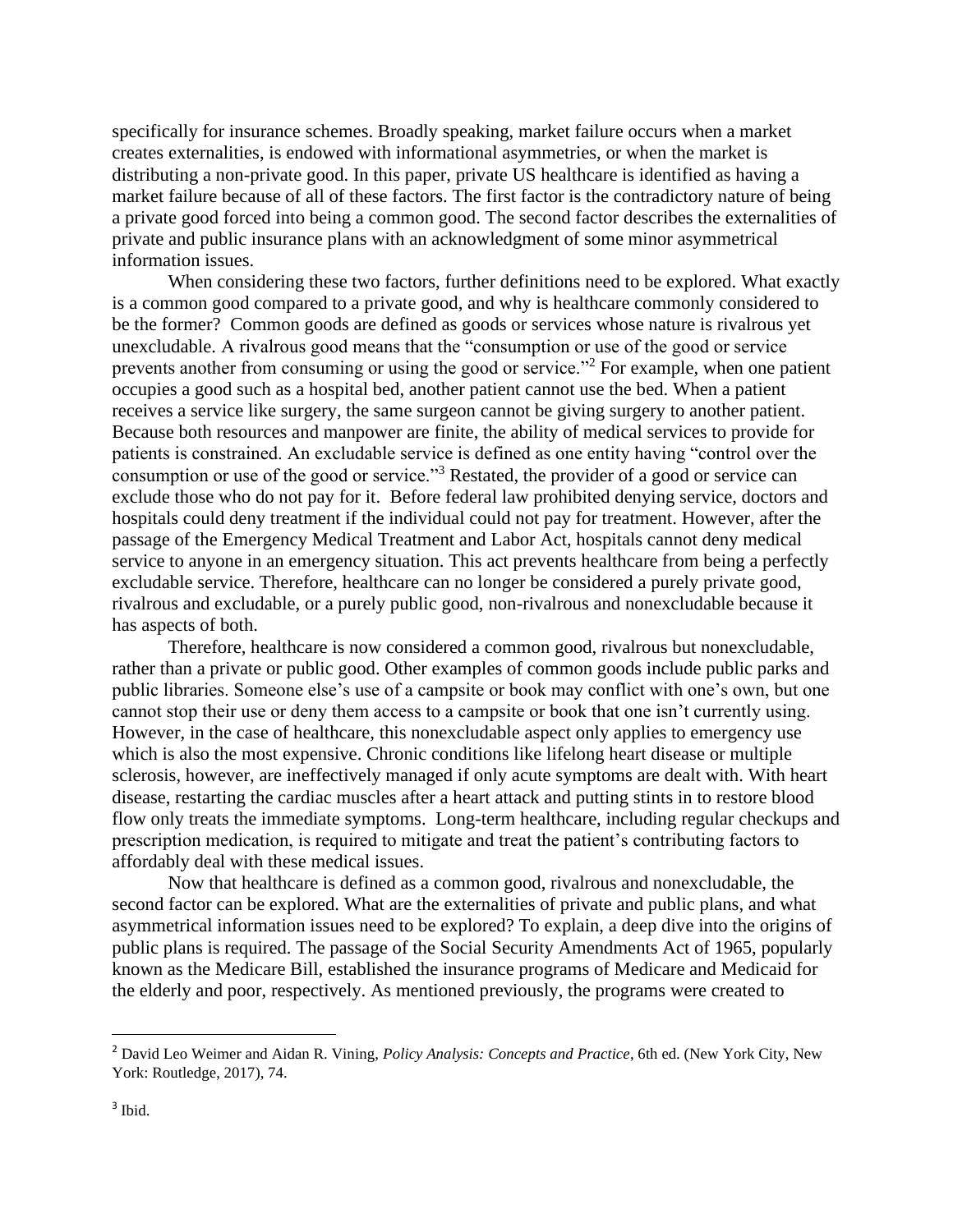specifically for insurance schemes. Broadly speaking, market failure occurs when a market creates externalities, is endowed with informational asymmetries, or when the market is distributing a non-private good. In this paper, private US healthcare is identified as having a market failure because of all of these factors. The first factor is the contradictory nature of being a private good forced into being a common good. The second factor describes the externalities of private and public insurance plans with an acknowledgment of some minor asymmetrical information issues.

When considering these two factors, further definitions need to be explored. What exactly is a common good compared to a private good, and why is healthcare commonly considered to be the former? Common goods are defined as goods or services whose nature is rivalrous yet unexcludable. A rivalrous good means that the "consumption or use of the good or service prevents another from consuming or using the good or service."[2] For example, when one patient occupies a good such as a hospital bed, another patient cannot use the bed. When a patient receives a service like surgery, the same surgeon cannot be giving surgery to another patient. Because both resources and manpower are finite, the ability of medical services to provide for patients is constrained. An excludable service is defined as one entity having "control over the consumption or use of the good or service."[3] Restated, the provider of a good or service can exclude those who do not pay for it. Before federal law prohibited denying service, doctors and hospitals could deny treatment if the individual could not pay for treatment. However, after the passage of the Emergency Medical Treatment and Labor Act, hospitals cannot deny medical service to anyone in an emergency situation. This act prevents healthcare from being a perfectly excludable service. Therefore, healthcare can no longer be considered a purely private good, rivalrous and excludable, or a purely public good, non-rivalrous and nonexcludable because it has aspects of both.

Therefore, healthcare is now considered a common good, rivalrous but nonexcludable, rather than a private or public good. Other examples of common goods include public parks and public libraries. Someone else's use of a campsite or book may conflict with one's own, but one cannot stop their use or deny them access to a campsite or book that one isn't currently using. However, in the case of healthcare, this nonexcludable aspect only applies to emergency use which is also the most expensive. Chronic conditions like lifelong heart disease or multiple sclerosis, however, are ineffectively managed if only acute symptoms are dealt with. With heart disease, restarting the cardiac muscles after a heart attack and putting stints in to restore blood flow only treats the immediate symptoms. Long-term healthcare, including regular checkups and prescription medication, is required to mitigate and treat the patient's contributing factors to affordably deal with these medical issues.

Now that healthcare is defined as a common good, rivalrous and nonexcludable, the second factor can be explored. What are the externalities of private and public plans, and what asymmetrical information issues need to be explored? To explain, a deep dive into the origins of public plans is required. The passage of the Social Security Amendments Act of 1965, popularly known as the Medicare Bill, established the insurance programs of Medicare and Medicaid for the elderly and poor, respectively. As mentioned previously, the programs were created to

---

[2] David Leo Weimer and Aidan R. Vining, *Policy Analysis: Concepts and Practice*, 6th ed. (New York City, New York: Routledge, 2017), 74.

[3] Ibid.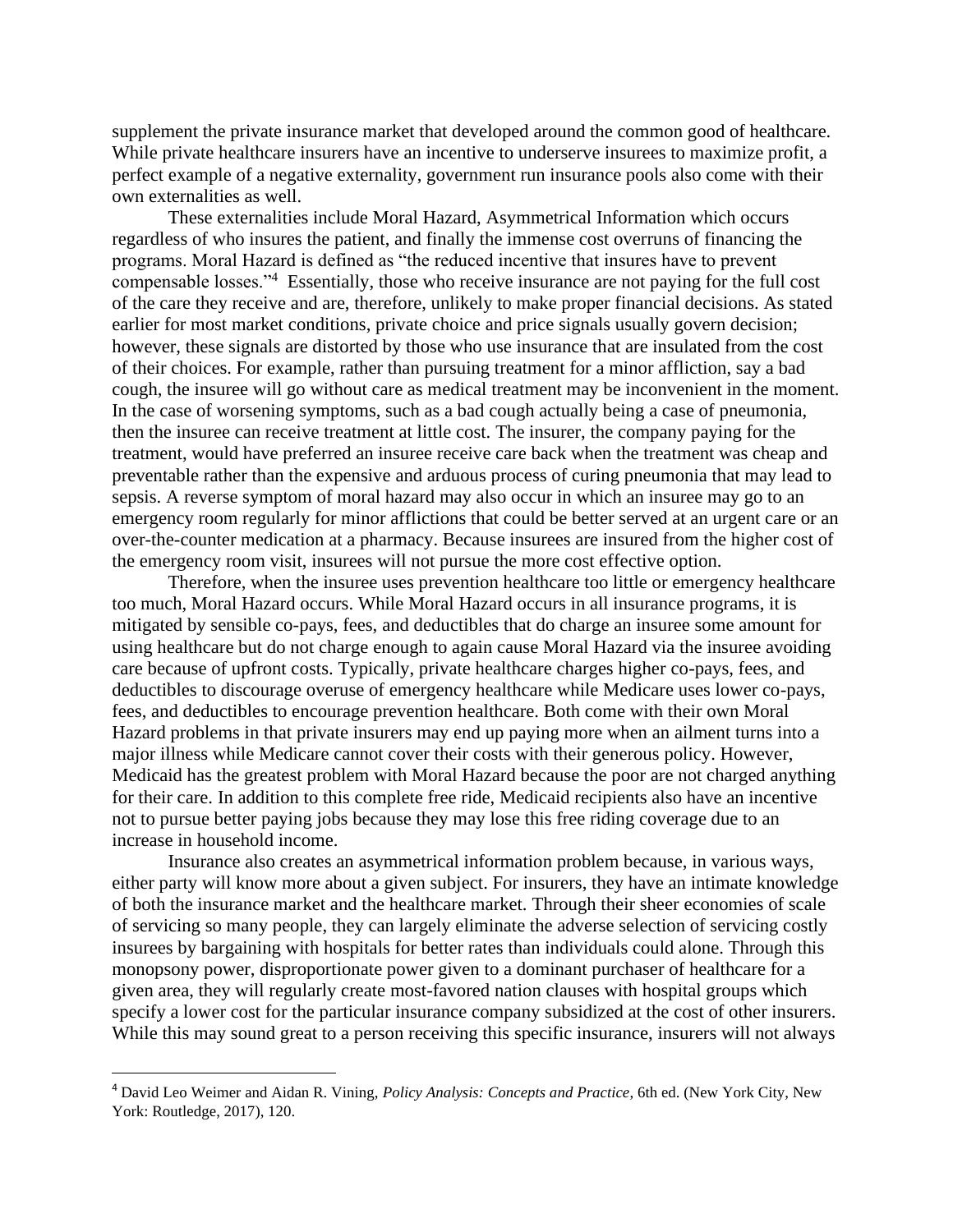supplement the private insurance market that developed around the common good of healthcare. While private healthcare insurers have an incentive to underserve insurees to maximize profit, a perfect example of a negative externality, government run insurance pools also come with their own externalities as well.

These externalities include Moral Hazard, Asymmetrical Information which occurs regardless of who insures the patient, and finally the immense cost overruns of financing the programs. Moral Hazard is defined as "the reduced incentive that insures have to prevent compensable losses."[4] Essentially, those who receive insurance are not paying for the full cost of the care they receive and are, therefore, unlikely to make proper financial decisions. As stated earlier for most market conditions, private choice and price signals usually govern decision; however, these signals are distorted by those who use insurance that are insulated from the cost of their choices. For example, rather than pursuing treatment for a minor affliction, say a bad cough, the insuree will go without care as medical treatment may be inconvenient in the moment. In the case of worsening symptoms, such as a bad cough actually being a case of pneumonia, then the insuree can receive treatment at little cost. The insurer, the company paying for the treatment, would have preferred an insuree receive care back when the treatment was cheap and preventable rather than the expensive and arduous process of curing pneumonia that may lead to sepsis. A reverse symptom of moral hazard may also occur in which an insuree may go to an emergency room regularly for minor afflictions that could be better served at an urgent care or an over-the-counter medication at a pharmacy. Because insurees are insured from the higher cost of the emergency room visit, insurees will not pursue the more cost effective option.

Therefore, when the insuree uses prevention healthcare too little or emergency healthcare too much, Moral Hazard occurs. While Moral Hazard occurs in all insurance programs, it is mitigated by sensible co-pays, fees, and deductibles that do charge an insuree some amount for using healthcare but do not charge enough to again cause Moral Hazard via the insuree avoiding care because of upfront costs. Typically, private healthcare charges higher co-pays, fees, and deductibles to discourage overuse of emergency healthcare while Medicare uses lower co-pays, fees, and deductibles to encourage prevention healthcare. Both come with their own Moral Hazard problems in that private insurers may end up paying more when an ailment turns into a major illness while Medicare cannot cover their costs with their generous policy. However, Medicaid has the greatest problem with Moral Hazard because the poor are not charged anything for their care. In addition to this complete free ride, Medicaid recipients also have an incentive not to pursue better paying jobs because they may lose this free riding coverage due to an increase in household income.

Insurance also creates an asymmetrical information problem because, in various ways, either party will know more about a given subject. For insurers, they have an intimate knowledge of both the insurance market and the healthcare market. Through their sheer economies of scale of servicing so many people, they can largely eliminate the adverse selection of servicing costly insurees by bargaining with hospitals for better rates than individuals could alone. Through this monopsony power, disproportionate power given to a dominant purchaser of healthcare for a given area, they will regularly create most-favored nation clauses with hospital groups which specify a lower cost for the particular insurance company subsidized at the cost of other insurers. While this may sound great to a person receiving this specific insurance, insurers will not always

[4] David Leo Weimer and Aidan R. Vining, *Policy Analysis: Concepts and Practice*, 6th ed. (New York City, New York: Routledge, 2017), 120.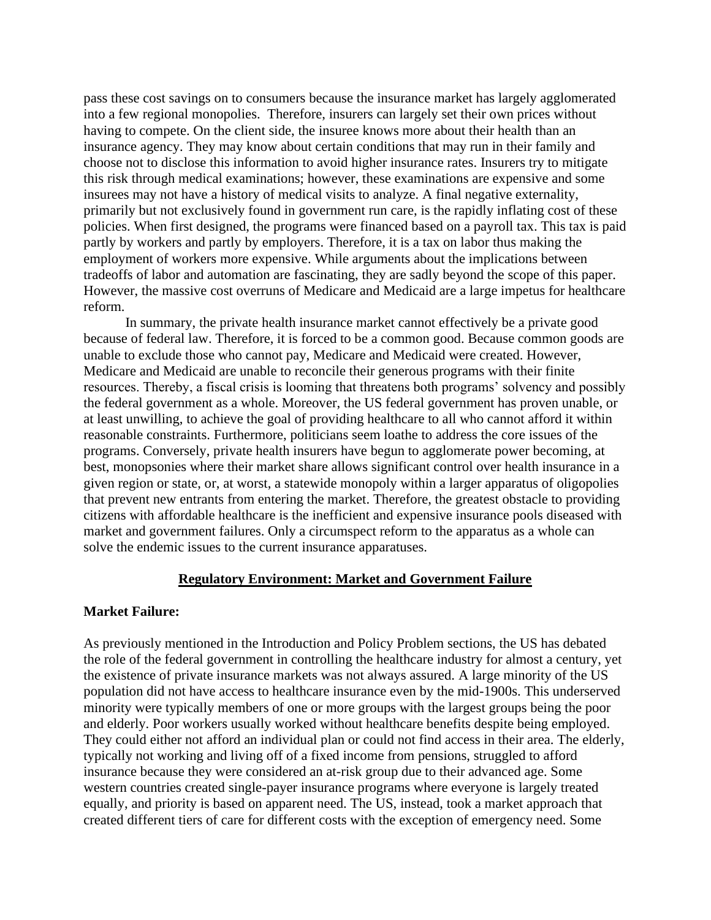pass these cost savings on to consumers because the insurance market has largely agglomerated into a few regional monopolies.  Therefore, insurers can largely set their own prices without having to compete. On the client side, the insuree knows more about their health than an insurance agency. They may know about certain conditions that may run in their family and choose not to disclose this information to avoid higher insurance rates. Insurers try to mitigate this risk through medical examinations; however, these examinations are expensive and some insurees may not have a history of medical visits to analyze. A final negative externality, primarily but not exclusively found in government run care, is the rapidly inflating cost of these policies. When first designed, the programs were financed based on a payroll tax. This tax is paid partly by workers and partly by employers. Therefore, it is a tax on labor thus making the employment of workers more expensive. While arguments about the implications between tradeoffs of labor and automation are fascinating, they are sadly beyond the scope of this paper. However, the massive cost overruns of Medicare and Medicaid are a large impetus for healthcare reform.

In summary, the private health insurance market cannot effectively be a private good because of federal law. Therefore, it is forced to be a common good. Because common goods are unable to exclude those who cannot pay, Medicare and Medicaid were created. However, Medicare and Medicaid are unable to reconcile their generous programs with their finite resources. Thereby, a fiscal crisis is looming that threatens both programs' solvency and possibly the federal government as a whole. Moreover, the US federal government has proven unable, or at least unwilling, to achieve the goal of providing healthcare to all who cannot afford it within reasonable constraints. Furthermore, politicians seem loathe to address the core issues of the programs. Conversely, private health insurers have begun to agglomerate power becoming, at best, monopsonies where their market share allows significant control over health insurance in a given region or state, or, at worst, a statewide monopoly within a larger apparatus of oligopolies that prevent new entrants from entering the market. Therefore, the greatest obstacle to providing citizens with affordable healthcare is the inefficient and expensive insurance pools diseased with market and government failures. Only a circumspect reform to the apparatus as a whole can solve the endemic issues to the current insurance apparatuses.

## Regulatory Environment: Market and Government Failure

### Market Failure:

As previously mentioned in the Introduction and Policy Problem sections, the US has debated the role of the federal government in controlling the healthcare industry for almost a century, yet the existence of private insurance markets was not always assured. A large minority of the US population did not have access to healthcare insurance even by the mid-1900s. This underserved minority were typically members of one or more groups with the largest groups being the poor and elderly. Poor workers usually worked without healthcare benefits despite being employed. They could either not afford an individual plan or could not find access in their area. The elderly, typically not working and living off of a fixed income from pensions, struggled to afford insurance because they were considered an at-risk group due to their advanced age. Some western countries created single-payer insurance programs where everyone is largely treated equally, and priority is based on apparent need. The US, instead, took a market approach that created different tiers of care for different costs with the exception of emergency need. Some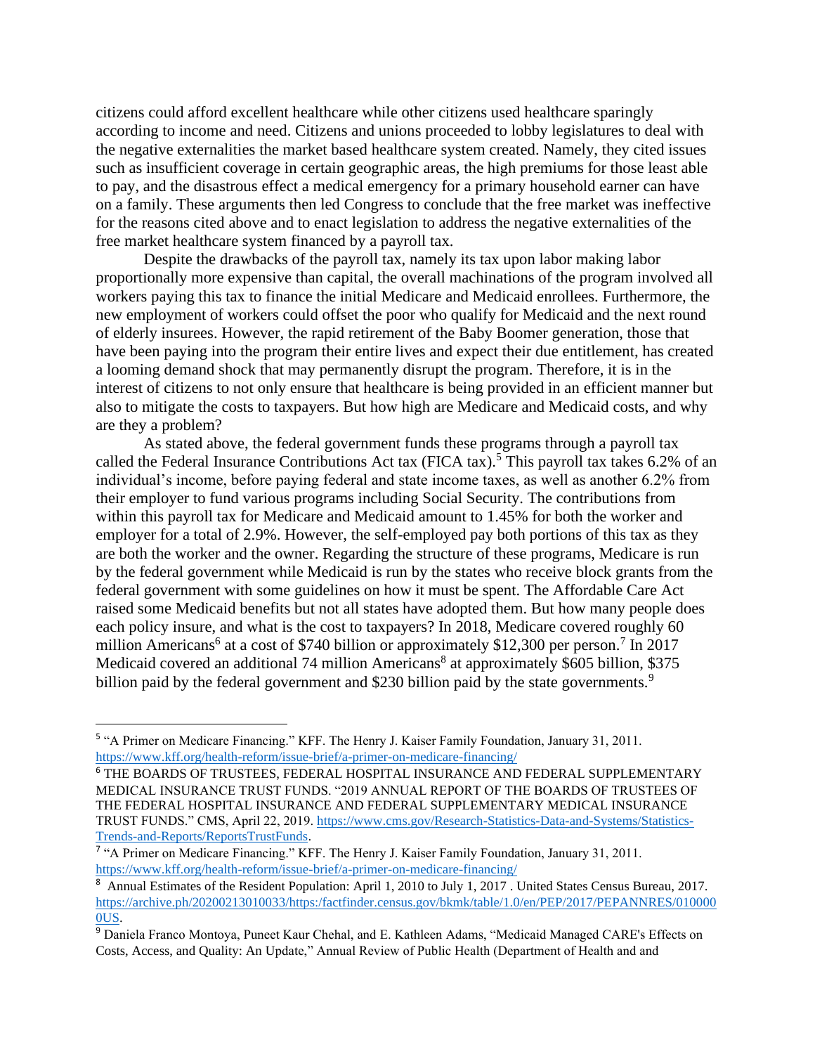citizens could afford excellent healthcare while other citizens used healthcare sparingly according to income and need. Citizens and unions proceeded to lobby legislatures to deal with the negative externalities the market based healthcare system created. Namely, they cited issues such as insufficient coverage in certain geographic areas, the high premiums for those least able to pay, and the disastrous effect a medical emergency for a primary household earner can have on a family. These arguments then led Congress to conclude that the free market was ineffective for the reasons cited above and to enact legislation to address the negative externalities of the free market healthcare system financed by a payroll tax.

Despite the drawbacks of the payroll tax, namely its tax upon labor making labor proportionally more expensive than capital, the overall machinations of the program involved all workers paying this tax to finance the initial Medicare and Medicaid enrollees. Furthermore, the new employment of workers could offset the poor who qualify for Medicaid and the next round of elderly insurees. However, the rapid retirement of the Baby Boomer generation, those that have been paying into the program their entire lives and expect their due entitlement, has created a looming demand shock that may permanently disrupt the program. Therefore, it is in the interest of citizens to not only ensure that healthcare is being provided in an efficient manner but also to mitigate the costs to taxpayers. But how high are Medicare and Medicaid costs, and why are they a problem?

As stated above, the federal government funds these programs through a payroll tax called the Federal Insurance Contributions Act tax (FICA tax).[5] This payroll tax takes 6.2% of an individual's income, before paying federal and state income taxes, as well as another 6.2% from their employer to fund various programs including Social Security. The contributions from within this payroll tax for Medicare and Medicaid amount to 1.45% for both the worker and employer for a total of 2.9%. However, the self-employed pay both portions of this tax as they are both the worker and the owner. Regarding the structure of these programs, Medicare is run by the federal government while Medicaid is run by the states who receive block grants from the federal government with some guidelines on how it must be spent. The Affordable Care Act raised some Medicaid benefits but not all states have adopted them. But how many people does each policy insure, and what is the cost to taxpayers? In 2018, Medicare covered roughly 60 million Americans[6] at a cost of $740 billion or approximately $12,300 per person.[7] In 2017 Medicaid covered an additional 74 million Americans[8] at approximately $605 billion, $375 billion paid by the federal government and $230 billion paid by the state governments.[9]

---

[5] "A Primer on Medicare Financing." KFF. The Henry J. Kaiser Family Foundation, January 31, 2011. https://www.kff.org/health-reform/issue-brief/a-primer-on-medicare-financing/

[6] THE BOARDS OF TRUSTEES, FEDERAL HOSPITAL INSURANCE AND FEDERAL SUPPLEMENTARY MEDICAL INSURANCE TRUST FUNDS. "2019 ANNUAL REPORT OF THE BOARDS OF TRUSTEES OF THE FEDERAL HOSPITAL INSURANCE AND FEDERAL SUPPLEMENTARY MEDICAL INSURANCE TRUST FUNDS." CMS, April 22, 2019. https://www.cms.gov/Research-Statistics-Data-and-Systems/Statistics-Trends-and-Reports/ReportsTrustFunds.

[7] "A Primer on Medicare Financing." KFF. The Henry J. Kaiser Family Foundation, January 31, 2011. https://www.kff.org/health-reform/issue-brief/a-primer-on-medicare-financing/

[8] Annual Estimates of the Resident Population: April 1, 2010 to July 1, 2017 . United States Census Bureau, 2017. https://archive.ph/20200213010033/https:/factfinder.census.gov/bkmk/table/1.0/en/PEP/2017/PEPANNRES/0100000US.

[9] Daniela Franco Montoya, Puneet Kaur Chehal, and E. Kathleen Adams, "Medicaid Managed CARE's Effects on Costs, Access, and Quality: An Update," Annual Review of Public Health (Department of Health and and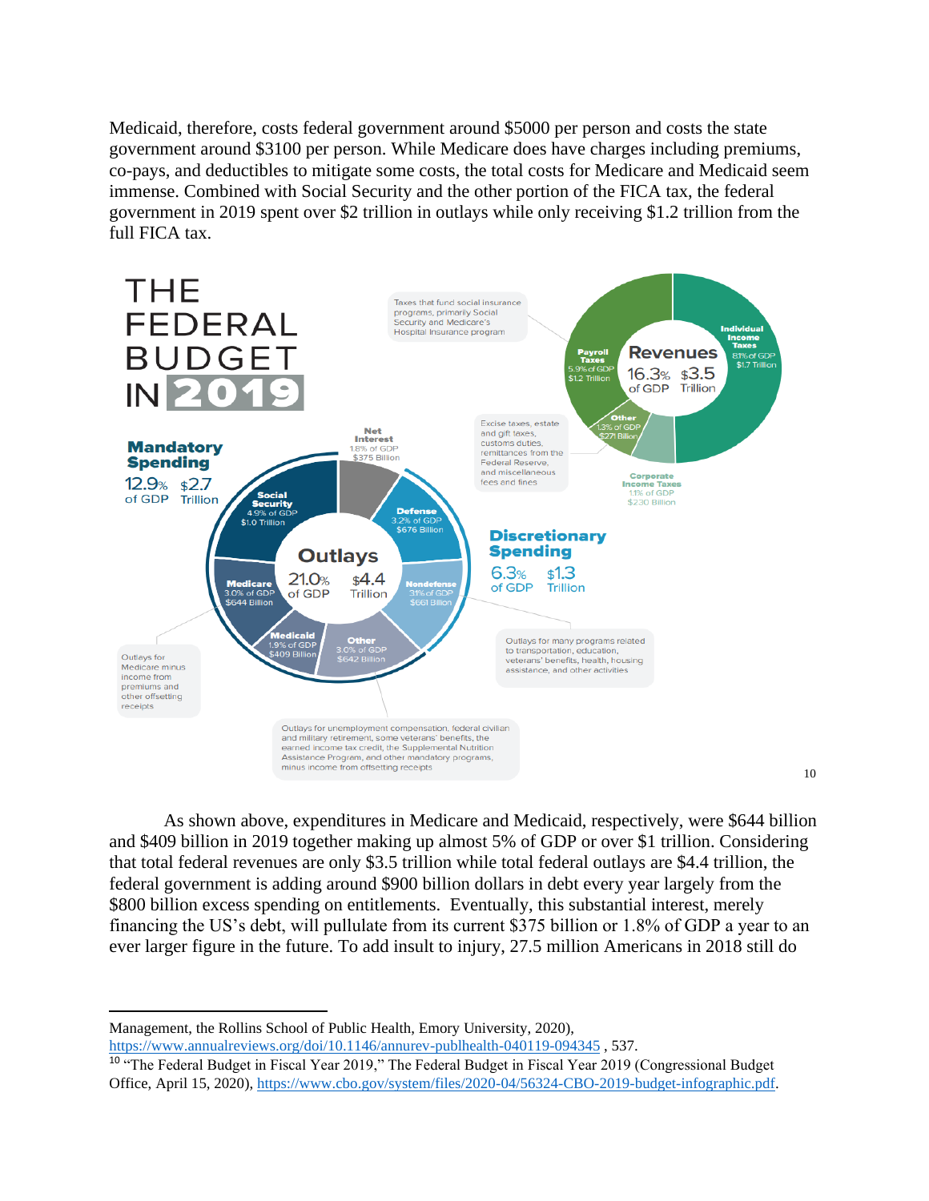Medicaid, therefore, costs federal government around $5000 per person and costs the state government around $3100 per person. While Medicare does have charges including premiums, co-pays, and deductibles to mitigate some costs, the total costs for Medicare and Medicaid seem immense. Combined with Social Security and the other portion of the FICA tax, the federal government in 2019 spent over $2 trillion in outlays while only receiving $1.2 trillion from the full FICA tax.

**THE FEDERAL BUDGET IN 2019**

**Revenues** 16.3% of GDP, $3.5 Trillion

- **Individual Income Taxes** 8.1% of GDP, $1.7 Trillion
- **Payroll Taxes** 5.9% of GDP, $1.2 Trillion — Taxes that fund social insurance programs, primarily Social Security and Medicare's Hospital Insurance program
- **Corporate Income Taxes** 1.1% of GDP, $230 Billion
- **Other** 1.3% of GDP, $271 Billion — Excise taxes, estate and gift taxes, customs duties, remittances from the Federal Reserve, and miscellaneous fees and fines

**Outlays** 21.0% of GDP, $4.4 Trillion

**Mandatory Spending** 12.9% of GDP, $2.7 Trillion

- **Social Security** 4.9% of GDP, $1.0 Trillion
- **Medicare** 3.0% of GDP, $644 Billion — Outlays for Medicare minus income from premiums and other offsetting receipts
- **Medicaid** 1.9% of GDP, $409 Billion
- **Other** 3.0% of GDP, $642 Billion — Outlays for unemployment compensation, federal civilian and military retirement, some veterans' benefits, the earned income tax credit, the Supplemental Nutrition Assistance Program, and other mandatory programs, minus income from offsetting receipts

**Net Interest** 1.8% of GDP, $375 Billion

**Discretionary Spending** 6.3% of GDP, $1.3 Trillion

- **Defense** 3.2% of GDP, $676 Billion
- **Nondefense** 3.1% of GDP, $661 Billion — Outlays for many programs related to transportation, education, veterans' benefits, health, housing assistance, and other activities

[10]

As shown above, expenditures in Medicare and Medicaid, respectively, were $644 billion and $409 billion in 2019 together making up almost 5% of GDP or over $1 trillion. Considering that total federal revenues are only $3.5 trillion while total federal outlays are $4.4 trillion, the federal government is adding around $900 billion dollars in debt every year largely from the $800 billion excess spending on entitlements. Eventually, this substantial interest, merely financing the US's debt, will pullulate from its current $375 billion or 1.8% of GDP a year to an ever larger figure in the future. To add insult to injury, 27.5 million Americans in 2018 still do

---

Management, the Rollins School of Public Health, Emory University, 2020), https://www.annualreviews.org/doi/10.1146/annurev-publhealth-040119-094345 , 537.

[10] "The Federal Budget in Fiscal Year 2019," The Federal Budget in Fiscal Year 2019 (Congressional Budget Office, April 15, 2020), https://www.cbo.gov/system/files/2020-04/56324-CBO-2019-budget-infographic.pdf.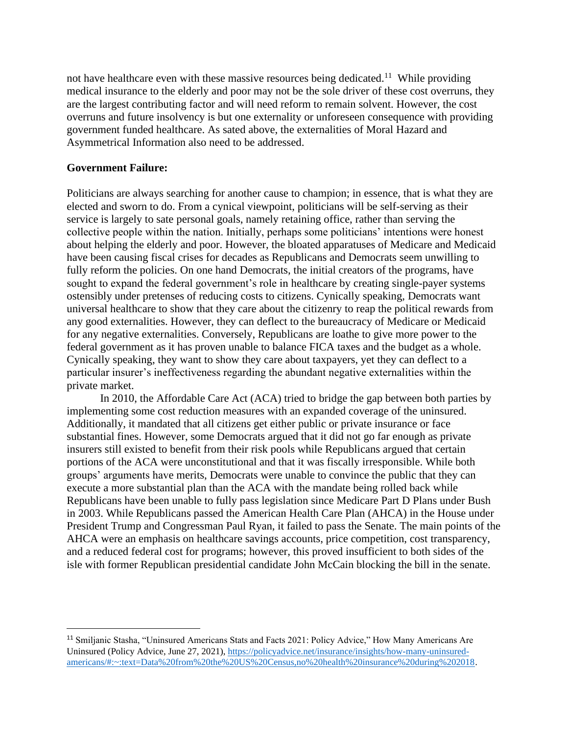not have healthcare even with these massive resources being dedicated.[11] While providing medical insurance to the elderly and poor may not be the sole driver of these cost overruns, they are the largest contributing factor and will need reform to remain solvent. However, the cost overruns and future insolvency is but one externality or unforeseen consequence with providing government funded healthcare. As sated above, the externalities of Moral Hazard and Asymmetrical Information also need to be addressed.

**Government Failure:**

Politicians are always searching for another cause to champion; in essence, that is what they are elected and sworn to do. From a cynical viewpoint, politicians will be self-serving as their service is largely to sate personal goals, namely retaining office, rather than serving the collective people within the nation. Initially, perhaps some politicians' intentions were honest about helping the elderly and poor. However, the bloated apparatuses of Medicare and Medicaid have been causing fiscal crises for decades as Republicans and Democrats seem unwilling to fully reform the policies. On one hand Democrats, the initial creators of the programs, have sought to expand the federal government's role in healthcare by creating single-payer systems ostensibly under pretenses of reducing costs to citizens. Cynically speaking, Democrats want universal healthcare to show that they care about the citizenry to reap the political rewards from any good externalities. However, they can deflect to the bureaucracy of Medicare or Medicaid for any negative externalities. Conversely, Republicans are loathe to give more power to the federal government as it has proven unable to balance FICA taxes and the budget as a whole. Cynically speaking, they want to show they care about taxpayers, yet they can deflect to a particular insurer's ineffectiveness regarding the abundant negative externalities within the private market.

In 2010, the Affordable Care Act (ACA) tried to bridge the gap between both parties by implementing some cost reduction measures with an expanded coverage of the uninsured. Additionally, it mandated that all citizens get either public or private insurance or face substantial fines. However, some Democrats argued that it did not go far enough as private insurers still existed to benefit from their risk pools while Republicans argued that certain portions of the ACA were unconstitutional and that it was fiscally irresponsible. While both groups' arguments have merits, Democrats were unable to convince the public that they can execute a more substantial plan than the ACA with the mandate being rolled back while Republicans have been unable to fully pass legislation since Medicare Part D Plans under Bush in 2003. While Republicans passed the American Health Care Plan (AHCA) in the House under President Trump and Congressman Paul Ryan, it failed to pass the Senate. The main points of the AHCA were an emphasis on healthcare savings accounts, price competition, cost transparency, and a reduced federal cost for programs; however, this proved insufficient to both sides of the isle with former Republican presidential candidate John McCain blocking the bill in the senate.

---

[11] Smiljanic Stasha, "Uninsured Americans Stats and Facts 2021: Policy Advice," How Many Americans Are Uninsured (Policy Advice, June 27, 2021), https://policyadvice.net/insurance/insights/how-many-uninsured-americans/#:~:text=Data%20from%20the%20US%20Census,no%20health%20insurance%20during%202018.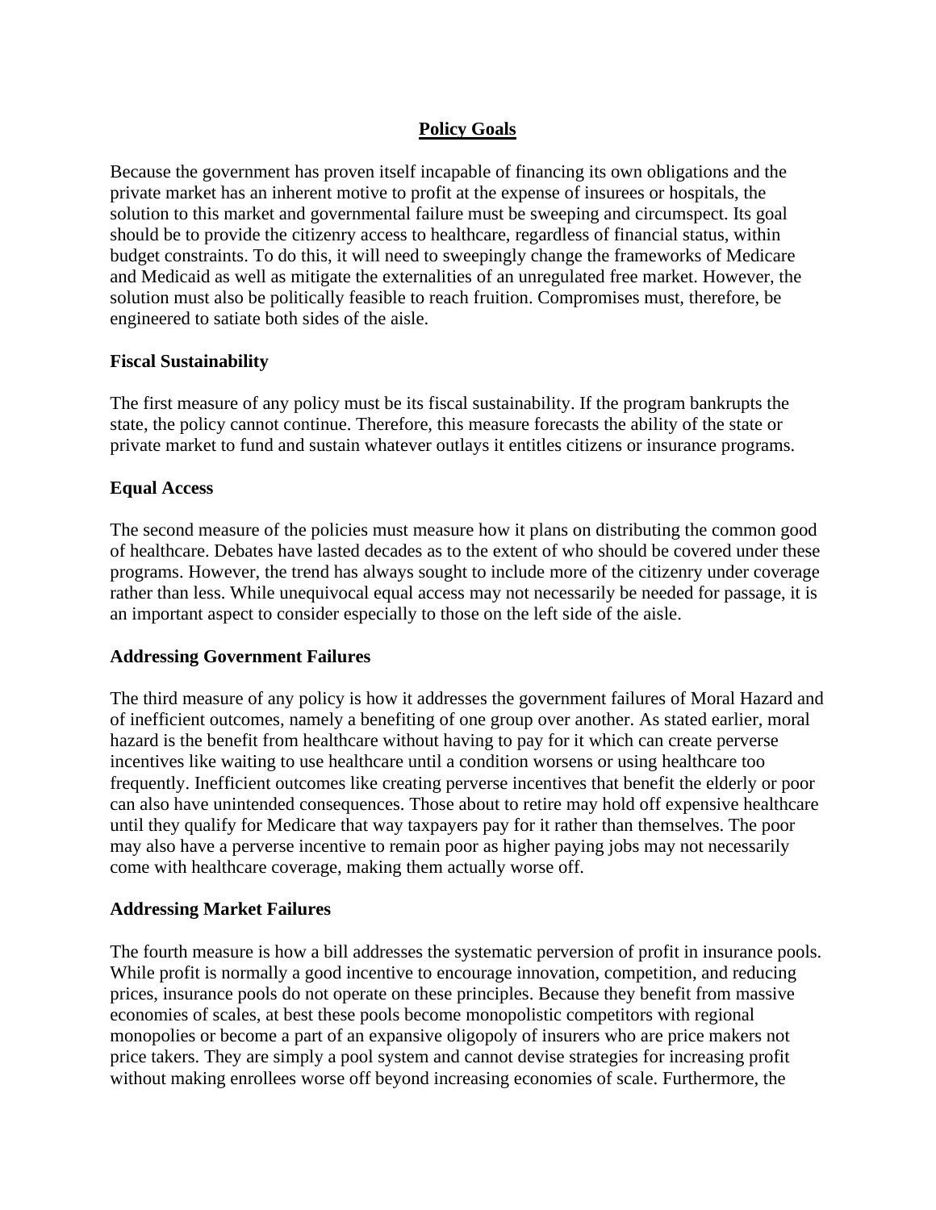## Policy Goals

Because the government has proven itself incapable of financing its own obligations and the private market has an inherent motive to profit at the expense of insurees or hospitals, the solution to this market and governmental failure must be sweeping and circumspect. Its goal should be to provide the citizenry access to healthcare, regardless of financial status, within budget constraints. To do this, it will need to sweepingly change the frameworks of Medicare and Medicaid as well as mitigate the externalities of an unregulated free market. However, the solution must also be politically feasible to reach fruition. Compromises must, therefore, be engineered to satiate both sides of the aisle.

### Fiscal Sustainability

The first measure of any policy must be its fiscal sustainability. If the program bankrupts the state, the policy cannot continue. Therefore, this measure forecasts the ability of the state or private market to fund and sustain whatever outlays it entitles citizens or insurance programs.

### Equal Access

The second measure of the policies must measure how it plans on distributing the common good of healthcare. Debates have lasted decades as to the extent of who should be covered under these programs. However, the trend has always sought to include more of the citizenry under coverage rather than less. While unequivocal equal access may not necessarily be needed for passage, it is an important aspect to consider especially to those on the left side of the aisle.

### Addressing Government Failures

The third measure of any policy is how it addresses the government failures of Moral Hazard and of inefficient outcomes, namely a benefiting of one group over another. As stated earlier, moral hazard is the benefit from healthcare without having to pay for it which can create perverse incentives like waiting to use healthcare until a condition worsens or using healthcare too frequently. Inefficient outcomes like creating perverse incentives that benefit the elderly or poor can also have unintended consequences. Those about to retire may hold off expensive healthcare until they qualify for Medicare that way taxpayers pay for it rather than themselves. The poor may also have a perverse incentive to remain poor as higher paying jobs may not necessarily come with healthcare coverage, making them actually worse off.

### Addressing Market Failures

The fourth measure is how a bill addresses the systematic perversion of profit in insurance pools. While profit is normally a good incentive to encourage innovation, competition, and reducing prices, insurance pools do not operate on these principles. Because they benefit from massive economies of scales, at best these pools become monopolistic competitors with regional monopolies or become a part of an expansive oligopoly of insurers who are price makers not price takers. They are simply a pool system and cannot devise strategies for increasing profit without making enrollees worse off beyond increasing economies of scale. Furthermore, the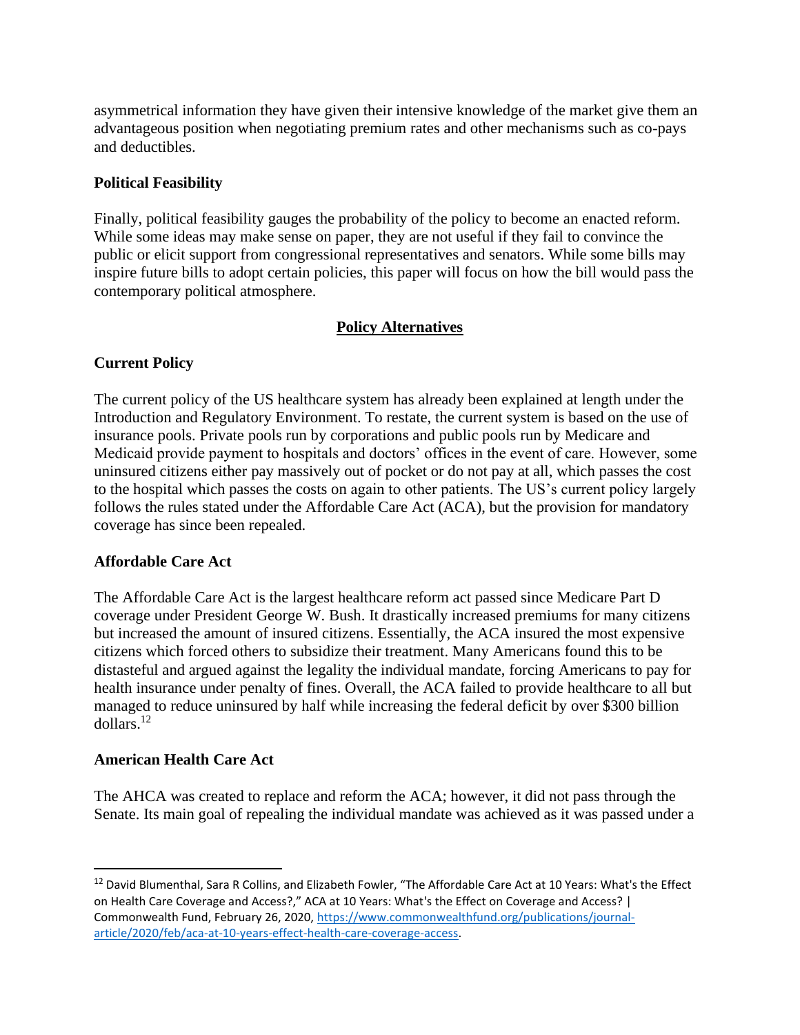asymmetrical information they have given their intensive knowledge of the market give them an advantageous position when negotiating premium rates and other mechanisms such as co-pays and deductibles.

**Political Feasibility**

Finally, political feasibility gauges the probability of the policy to become an enacted reform. While some ideas may make sense on paper, they are not useful if they fail to convince the public or elicit support from congressional representatives and senators. While some bills may inspire future bills to adopt certain policies, this paper will focus on how the bill would pass the contemporary political atmosphere.

## Policy Alternatives

**Current Policy**

The current policy of the US healthcare system has already been explained at length under the Introduction and Regulatory Environment. To restate, the current system is based on the use of insurance pools. Private pools run by corporations and public pools run by Medicare and Medicaid provide payment to hospitals and doctors' offices in the event of care. However, some uninsured citizens either pay massively out of pocket or do not pay at all, which passes the cost to the hospital which passes the costs on again to other patients. The US's current policy largely follows the rules stated under the Affordable Care Act (ACA), but the provision for mandatory coverage has since been repealed.

**Affordable Care Act**

The Affordable Care Act is the largest healthcare reform act passed since Medicare Part D coverage under President George W. Bush. It drastically increased premiums for many citizens but increased the amount of insured citizens. Essentially, the ACA insured the most expensive citizens which forced others to subsidize their treatment. Many Americans found this to be distasteful and argued against the legality the individual mandate, forcing Americans to pay for health insurance under penalty of fines. Overall, the ACA failed to provide healthcare to all but managed to reduce uninsured by half while increasing the federal deficit by over $300 billion dollars.[12]

**American Health Care Act**

The AHCA was created to replace and reform the ACA; however, it did not pass through the Senate. Its main goal of repealing the individual mandate was achieved as it was passed under a

---

[12] David Blumenthal, Sara R Collins, and Elizabeth Fowler, "The Affordable Care Act at 10 Years: What's the Effect on Health Care Coverage and Access?," ACA at 10 Years: What's the Effect on Coverage and Access? | Commonwealth Fund, February 26, 2020, https://www.commonwealthfund.org/publications/journal-article/2020/feb/aca-at-10-years-effect-health-care-coverage-access.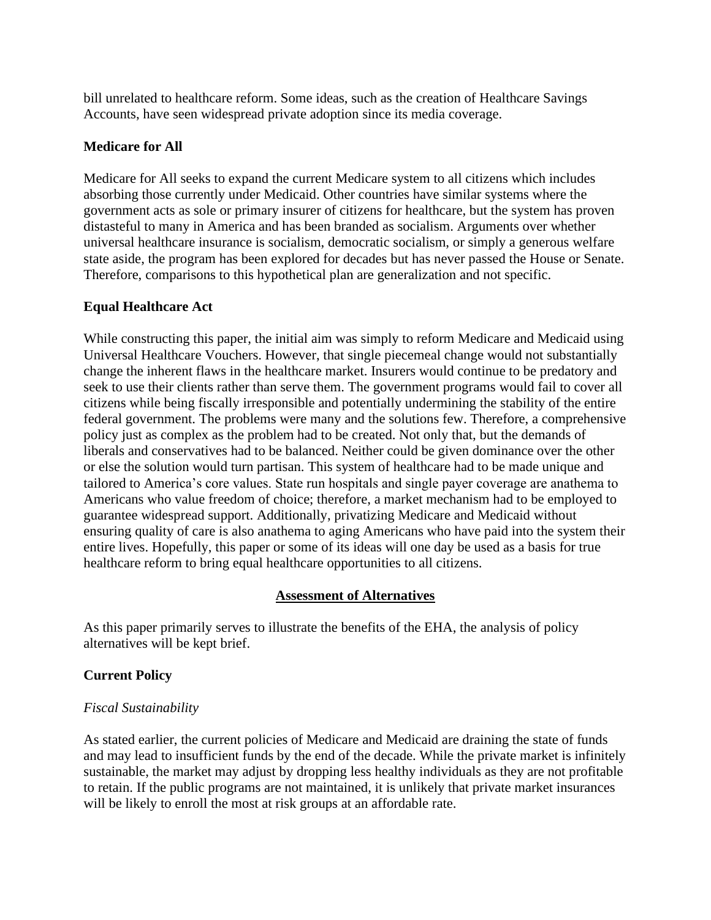bill unrelated to healthcare reform. Some ideas, such as the creation of Healthcare Savings Accounts, have seen widespread private adoption since its media coverage.

**Medicare for All**

Medicare for All seeks to expand the current Medicare system to all citizens which includes absorbing those currently under Medicaid. Other countries have similar systems where the government acts as sole or primary insurer of citizens for healthcare, but the system has proven distasteful to many in America and has been branded as socialism. Arguments over whether universal healthcare insurance is socialism, democratic socialism, or simply a generous welfare state aside, the program has been explored for decades but has never passed the House or Senate. Therefore, comparisons to this hypothetical plan are generalization and not specific.

**Equal Healthcare Act**

While constructing this paper, the initial aim was simply to reform Medicare and Medicaid using Universal Healthcare Vouchers. However, that single piecemeal change would not substantially change the inherent flaws in the healthcare market. Insurers would continue to be predatory and seek to use their clients rather than serve them. The government programs would fail to cover all citizens while being fiscally irresponsible and potentially undermining the stability of the entire federal government. The problems were many and the solutions few. Therefore, a comprehensive policy just as complex as the problem had to be created. Not only that, but the demands of liberals and conservatives had to be balanced. Neither could be given dominance over the other or else the solution would turn partisan. This system of healthcare had to be made unique and tailored to America's core values. State run hospitals and single payer coverage are anathema to Americans who value freedom of choice; therefore, a market mechanism had to be employed to guarantee widespread support. Additionally, privatizing Medicare and Medicaid without ensuring quality of care is also anathema to aging Americans who have paid into the system their entire lives. Hopefully, this paper or some of its ideas will one day be used as a basis for true healthcare reform to bring equal healthcare opportunities to all citizens.

## Assessment of Alternatives

As this paper primarily serves to illustrate the benefits of the EHA, the analysis of policy alternatives will be kept brief.

**Current Policy**

*Fiscal Sustainability*

As stated earlier, the current policies of Medicare and Medicaid are draining the state of funds and may lead to insufficient funds by the end of the decade. While the private market is infinitely sustainable, the market may adjust by dropping less healthy individuals as they are not profitable to retain. If the public programs are not maintained, it is unlikely that private market insurances will be likely to enroll the most at risk groups at an affordable rate.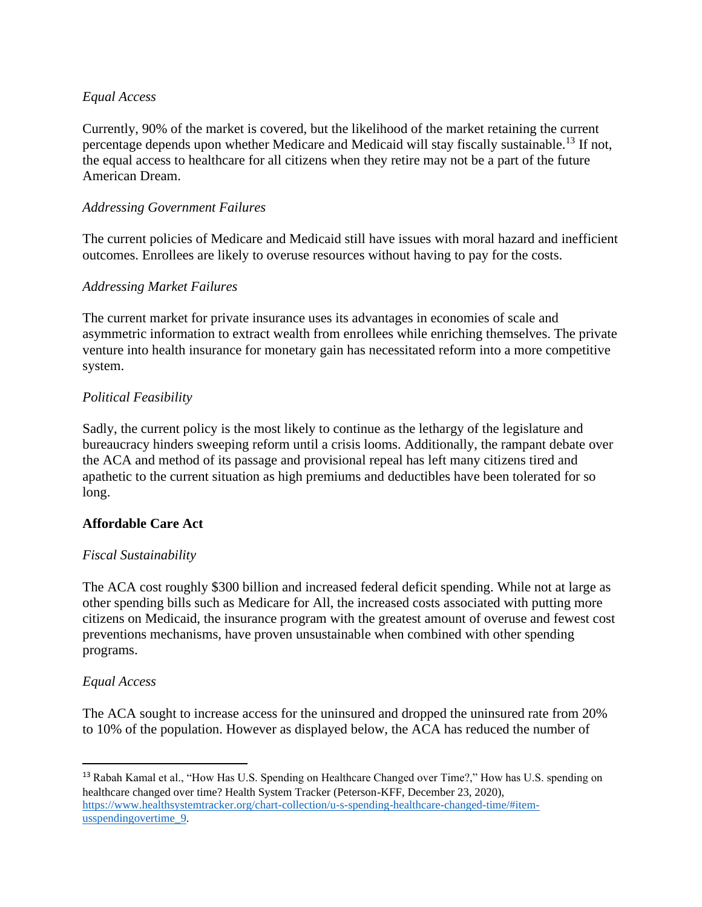*Equal Access*

Currently, 90% of the market is covered, but the likelihood of the market retaining the current percentage depends upon whether Medicare and Medicaid will stay fiscally sustainable.[13] If not, the equal access to healthcare for all citizens when they retire may not be a part of the future American Dream.

*Addressing Government Failures*

The current policies of Medicare and Medicaid still have issues with moral hazard and inefficient outcomes. Enrollees are likely to overuse resources without having to pay for the costs.

*Addressing Market Failures*

The current market for private insurance uses its advantages in economies of scale and asymmetric information to extract wealth from enrollees while enriching themselves. The private venture into health insurance for monetary gain has necessitated reform into a more competitive system.

*Political Feasibility*

Sadly, the current policy is the most likely to continue as the lethargy of the legislature and bureaucracy hinders sweeping reform until a crisis looms. Additionally, the rampant debate over the ACA and method of its passage and provisional repeal has left many citizens tired and apathetic to the current situation as high premiums and deductibles have been tolerated for so long.

**Affordable Care Act**

*Fiscal Sustainability*

The ACA cost roughly $300 billion and increased federal deficit spending. While not at large as other spending bills such as Medicare for All, the increased costs associated with putting more citizens on Medicaid, the insurance program with the greatest amount of overuse and fewest cost preventions mechanisms, have proven unsustainable when combined with other spending programs.

*Equal Access*

The ACA sought to increase access for the uninsured and dropped the uninsured rate from 20% to 10% of the population. However as displayed below, the ACA has reduced the number of

[13] Rabah Kamal et al., "How Has U.S. Spending on Healthcare Changed over Time?," How has U.S. spending on healthcare changed over time? Health System Tracker (Peterson-KFF, December 23, 2020), https://www.healthsystemtracker.org/chart-collection/u-s-spending-healthcare-changed-time/#item-usspendingovertime_9.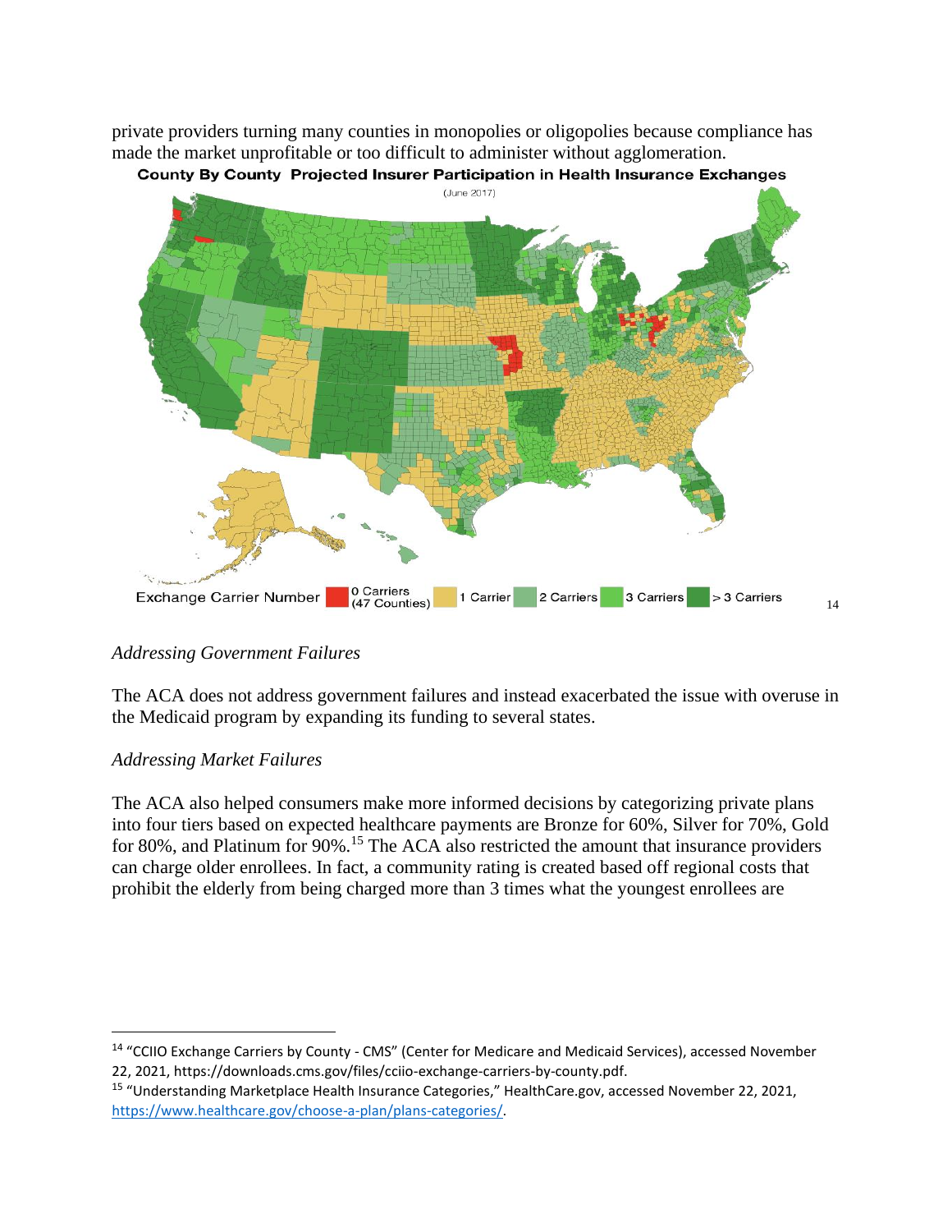private providers turning many counties in monopolies or oligopolies because compliance has made the market unprofitable or too difficult to administer without agglomeration.

**County By County Projected Insurer Participation in Health Insurance Exchanges**

(June 2017)

Exchange Carrier Number: 0 Carriers (47 Counties) | 1 Carrier | 2 Carriers | 3 Carriers | > 3 Carriers [14]

*Addressing Government Failures*

The ACA does not address government failures and instead exacerbated the issue with overuse in the Medicaid program by expanding its funding to several states.

*Addressing Market Failures*

The ACA also helped consumers make more informed decisions by categorizing private plans into four tiers based on expected healthcare payments are Bronze for 60%, Silver for 70%, Gold for 80%, and Platinum for 90%.[15] The ACA also restricted the amount that insurance providers can charge older enrollees. In fact, a community rating is created based off regional costs that prohibit the elderly from being charged more than 3 times what the youngest enrollees are

---

[14] "CCIIO Exchange Carriers by County - CMS" (Center for Medicare and Medicaid Services), accessed November 22, 2021, https://downloads.cms.gov/files/cciio-exchange-carriers-by-county.pdf.

[15] "Understanding Marketplace Health Insurance Categories," HealthCare.gov, accessed November 22, 2021, https://www.healthcare.gov/choose-a-plan/plans-categories/.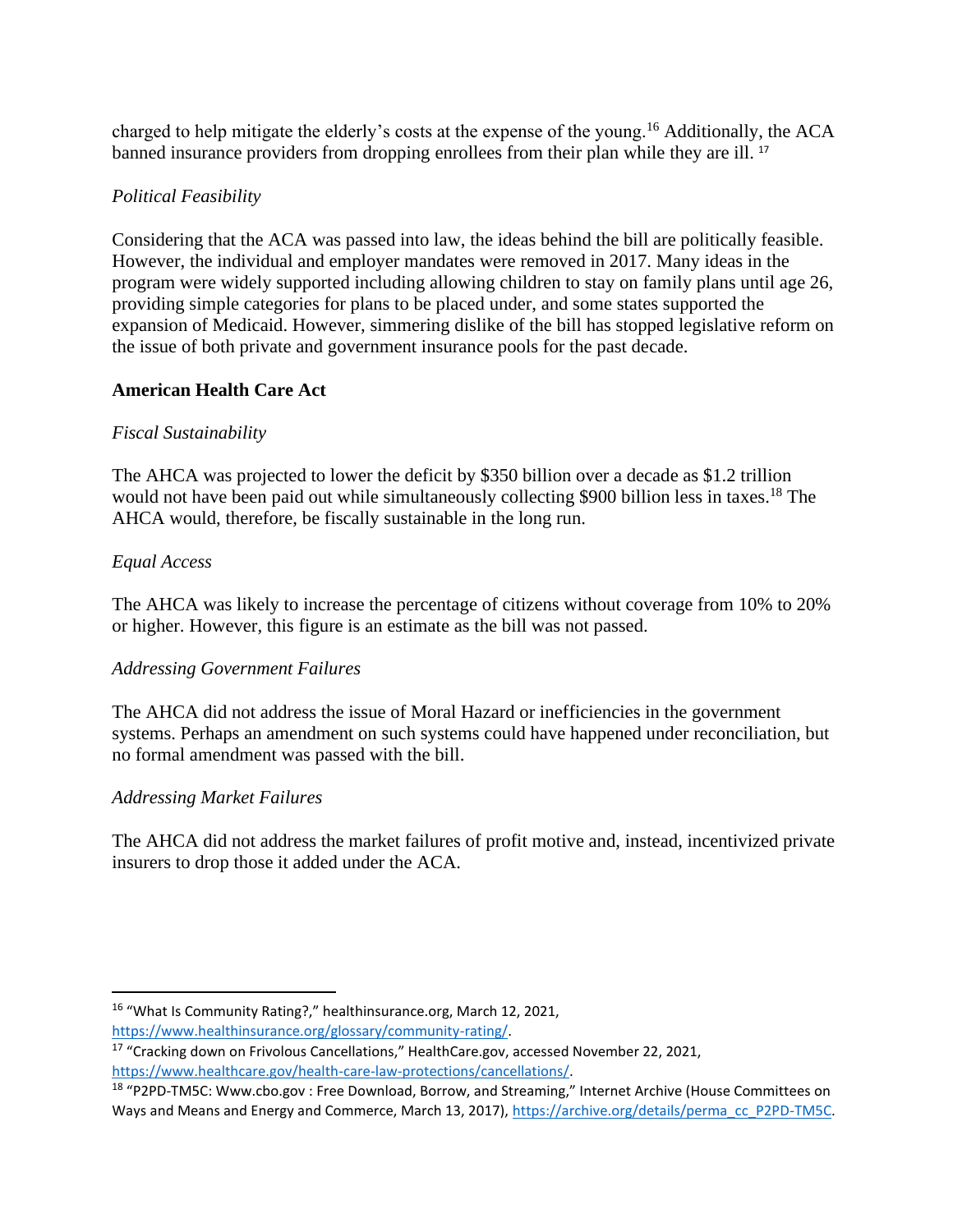charged to help mitigate the elderly's costs at the expense of the young.[16] Additionally, the ACA banned insurance providers from dropping enrollees from their plan while they are ill. [17]

*Political Feasibility*

Considering that the ACA was passed into law, the ideas behind the bill are politically feasible. However, the individual and employer mandates were removed in 2017. Many ideas in the program were widely supported including allowing children to stay on family plans until age 26, providing simple categories for plans to be placed under, and some states supported the expansion of Medicaid. However, simmering dislike of the bill has stopped legislative reform on the issue of both private and government insurance pools for the past decade.

**American Health Care Act**

*Fiscal Sustainability*

The AHCA was projected to lower the deficit by $350 billion over a decade as $1.2 trillion would not have been paid out while simultaneously collecting $900 billion less in taxes.[18] The AHCA would, therefore, be fiscally sustainable in the long run.

*Equal Access*

The AHCA was likely to increase the percentage of citizens without coverage from 10% to 20% or higher. However, this figure is an estimate as the bill was not passed.

*Addressing Government Failures*

The AHCA did not address the issue of Moral Hazard or inefficiencies in the government systems. Perhaps an amendment on such systems could have happened under reconciliation, but no formal amendment was passed with the bill.

*Addressing Market Failures*

The AHCA did not address the market failures of profit motive and, instead, incentivized private insurers to drop those it added under the ACA.

---

[16] "What Is Community Rating?," healthinsurance.org, March 12, 2021, https://www.healthinsurance.org/glossary/community-rating/.

[17] "Cracking down on Frivolous Cancellations," HealthCare.gov, accessed November 22, 2021, https://www.healthcare.gov/health-care-law-protections/cancellations/.

[18] "P2PD-TM5C: Www.cbo.gov : Free Download, Borrow, and Streaming," Internet Archive (House Committees on Ways and Means and Energy and Commerce, March 13, 2017), https://archive.org/details/perma_cc_P2PD-TM5C.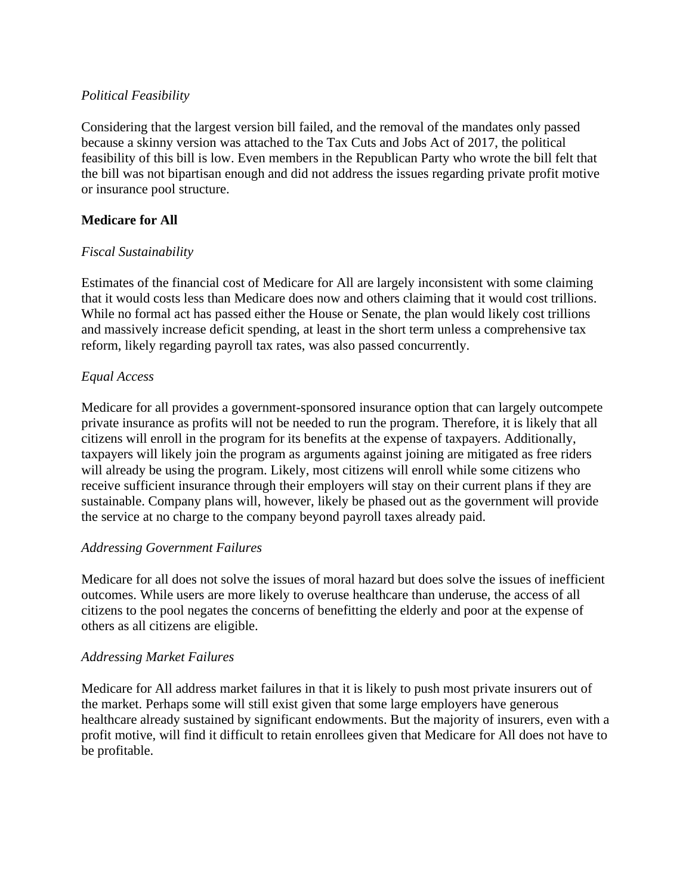*Political Feasibility*

Considering that the largest version bill failed, and the removal of the mandates only passed because a skinny version was attached to the Tax Cuts and Jobs Act of 2017, the political feasibility of this bill is low. Even members in the Republican Party who wrote the bill felt that the bill was not bipartisan enough and did not address the issues regarding private profit motive or insurance pool structure.

**Medicare for All**

*Fiscal Sustainability*

Estimates of the financial cost of Medicare for All are largely inconsistent with some claiming that it would costs less than Medicare does now and others claiming that it would cost trillions. While no formal act has passed either the House or Senate, the plan would likely cost trillions and massively increase deficit spending, at least in the short term unless a comprehensive tax reform, likely regarding payroll tax rates, was also passed concurrently.

*Equal Access*

Medicare for all provides a government-sponsored insurance option that can largely outcompete private insurance as profits will not be needed to run the program. Therefore, it is likely that all citizens will enroll in the program for its benefits at the expense of taxpayers. Additionally, taxpayers will likely join the program as arguments against joining are mitigated as free riders will already be using the program. Likely, most citizens will enroll while some citizens who receive sufficient insurance through their employers will stay on their current plans if they are sustainable. Company plans will, however, likely be phased out as the government will provide the service at no charge to the company beyond payroll taxes already paid.

*Addressing Government Failures*

Medicare for all does not solve the issues of moral hazard but does solve the issues of inefficient outcomes. While users are more likely to overuse healthcare than underuse, the access of all citizens to the pool negates the concerns of benefitting the elderly and poor at the expense of others as all citizens are eligible.

*Addressing Market Failures*

Medicare for All address market failures in that it is likely to push most private insurers out of the market. Perhaps some will still exist given that some large employers have generous healthcare already sustained by significant endowments. But the majority of insurers, even with a profit motive, will find it difficult to retain enrollees given that Medicare for All does not have to be profitable.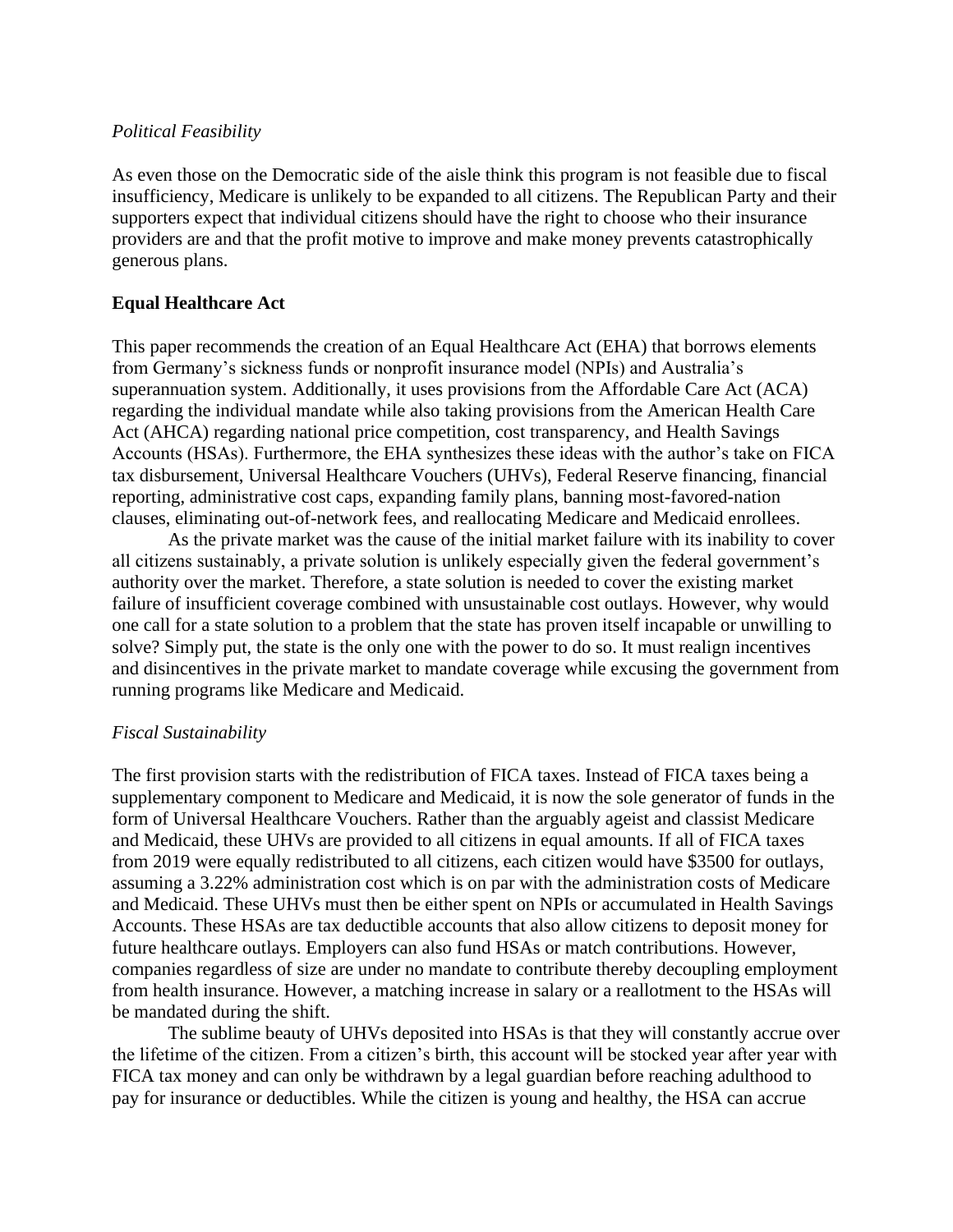*Political Feasibility*

As even those on the Democratic side of the aisle think this program is not feasible due to fiscal insufficiency, Medicare is unlikely to be expanded to all citizens. The Republican Party and their supporters expect that individual citizens should have the right to choose who their insurance providers are and that the profit motive to improve and make money prevents catastrophically generous plans.

**Equal Healthcare Act**

This paper recommends the creation of an Equal Healthcare Act (EHA) that borrows elements from Germany's sickness funds or nonprofit insurance model (NPIs) and Australia's superannuation system. Additionally, it uses provisions from the Affordable Care Act (ACA) regarding the individual mandate while also taking provisions from the American Health Care Act (AHCA) regarding national price competition, cost transparency, and Health Savings Accounts (HSAs). Furthermore, the EHA synthesizes these ideas with the author's take on FICA tax disbursement, Universal Healthcare Vouchers (UHVs), Federal Reserve financing, financial reporting, administrative cost caps, expanding family plans, banning most-favored-nation clauses, eliminating out-of-network fees, and reallocating Medicare and Medicaid enrollees.

As the private market was the cause of the initial market failure with its inability to cover all citizens sustainably, a private solution is unlikely especially given the federal government's authority over the market. Therefore, a state solution is needed to cover the existing market failure of insufficient coverage combined with unsustainable cost outlays. However, why would one call for a state solution to a problem that the state has proven itself incapable or unwilling to solve? Simply put, the state is the only one with the power to do so. It must realign incentives and disincentives in the private market to mandate coverage while excusing the government from running programs like Medicare and Medicaid.

*Fiscal Sustainability*

The first provision starts with the redistribution of FICA taxes. Instead of FICA taxes being a supplementary component to Medicare and Medicaid, it is now the sole generator of funds in the form of Universal Healthcare Vouchers. Rather than the arguably ageist and classist Medicare and Medicaid, these UHVs are provided to all citizens in equal amounts. If all of FICA taxes from 2019 were equally redistributed to all citizens, each citizen would have $3500 for outlays, assuming a 3.22% administration cost which is on par with the administration costs of Medicare and Medicaid. These UHVs must then be either spent on NPIs or accumulated in Health Savings Accounts. These HSAs are tax deductible accounts that also allow citizens to deposit money for future healthcare outlays. Employers can also fund HSAs or match contributions. However, companies regardless of size are under no mandate to contribute thereby decoupling employment from health insurance. However, a matching increase in salary or a reallotment to the HSAs will be mandated during the shift.

The sublime beauty of UHVs deposited into HSAs is that they will constantly accrue over the lifetime of the citizen. From a citizen's birth, this account will be stocked year after year with FICA tax money and can only be withdrawn by a legal guardian before reaching adulthood to pay for insurance or deductibles. While the citizen is young and healthy, the HSA can accrue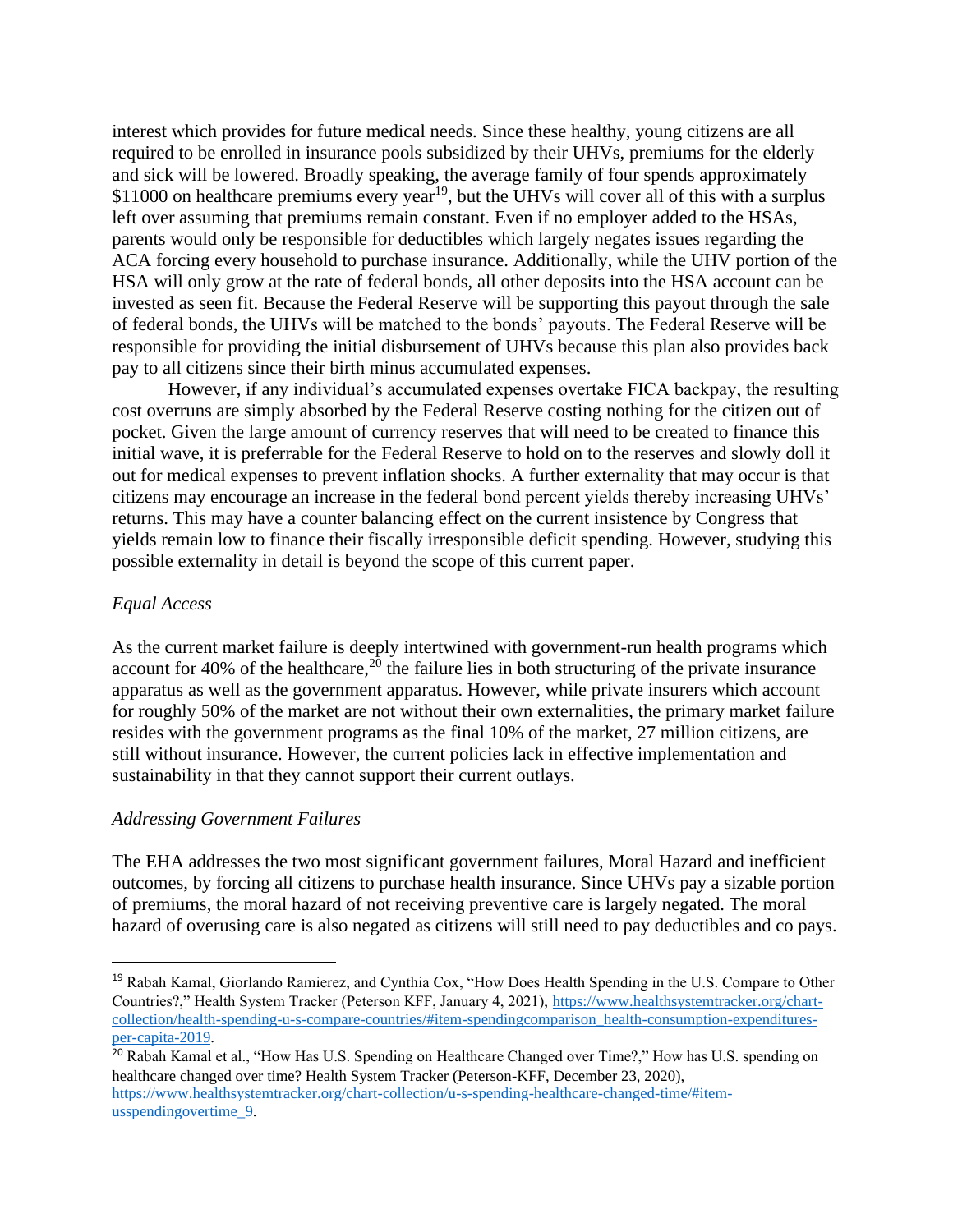interest which provides for future medical needs. Since these healthy, young citizens are all required to be enrolled in insurance pools subsidized by their UHVs, premiums for the elderly and sick will be lowered. Broadly speaking, the average family of four spends approximately $11000 on healthcare premiums every year[19], but the UHVs will cover all of this with a surplus left over assuming that premiums remain constant. Even if no employer added to the HSAs, parents would only be responsible for deductibles which largely negates issues regarding the ACA forcing every household to purchase insurance. Additionally, while the UHV portion of the HSA will only grow at the rate of federal bonds, all other deposits into the HSA account can be invested as seen fit. Because the Federal Reserve will be supporting this payout through the sale of federal bonds, the UHVs will be matched to the bonds' payouts. The Federal Reserve will be responsible for providing the initial disbursement of UHVs because this plan also provides back pay to all citizens since their birth minus accumulated expenses.

However, if any individual's accumulated expenses overtake FICA backpay, the resulting cost overruns are simply absorbed by the Federal Reserve costing nothing for the citizen out of pocket. Given the large amount of currency reserves that will need to be created to finance this initial wave, it is preferrable for the Federal Reserve to hold on to the reserves and slowly doll it out for medical expenses to prevent inflation shocks. A further externality that may occur is that citizens may encourage an increase in the federal bond percent yields thereby increasing UHVs' returns. This may have a counter balancing effect on the current insistence by Congress that yields remain low to finance their fiscally irresponsible deficit spending. However, studying this possible externality in detail is beyond the scope of this current paper.

*Equal Access*

As the current market failure is deeply intertwined with government-run health programs which account for 40% of the healthcare,[20] the failure lies in both structuring of the private insurance apparatus as well as the government apparatus. However, while private insurers which account for roughly 50% of the market are not without their own externalities, the primary market failure resides with the government programs as the final 10% of the market, 27 million citizens, are still without insurance. However, the current policies lack in effective implementation and sustainability in that they cannot support their current outlays.

*Addressing Government Failures*

The EHA addresses the two most significant government failures, Moral Hazard and inefficient outcomes, by forcing all citizens to purchase health insurance. Since UHVs pay a sizable portion of premiums, the moral hazard of not receiving preventive care is largely negated. The moral hazard of overusing care is also negated as citizens will still need to pay deductibles and co pays.

---

[19] Rabah Kamal, Giorlando Ramierez, and Cynthia Cox, "How Does Health Spending in the U.S. Compare to Other Countries?," Health System Tracker (Peterson KFF, January 4, 2021), https://www.healthsystemtracker.org/chart-collection/health-spending-u-s-compare-countries/#item-spendingcomparison_health-consumption-expenditures-per-capita-2019.

[20] Rabah Kamal et al., "How Has U.S. Spending on Healthcare Changed over Time?," How has U.S. spending on healthcare changed over time? Health System Tracker (Peterson-KFF, December 23, 2020), https://www.healthsystemtracker.org/chart-collection/u-s-spending-healthcare-changed-time/#item-usspendingovertime_9.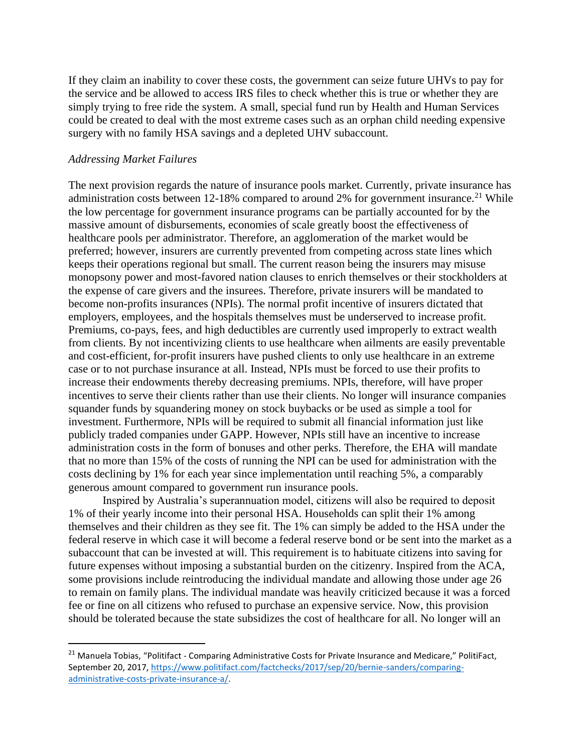If they claim an inability to cover these costs, the government can seize future UHVs to pay for the service and be allowed to access IRS files to check whether this is true or whether they are simply trying to free ride the system. A small, special fund run by Health and Human Services could be created to deal with the most extreme cases such as an orphan child needing expensive surgery with no family HSA savings and a depleted UHV subaccount.

*Addressing Market Failures*

The next provision regards the nature of insurance pools market. Currently, private insurance has administration costs between 12-18% compared to around 2% for government insurance.[21] While the low percentage for government insurance programs can be partially accounted for by the massive amount of disbursements, economies of scale greatly boost the effectiveness of healthcare pools per administrator. Therefore, an agglomeration of the market would be preferred; however, insurers are currently prevented from competing across state lines which keeps their operations regional but small. The current reason being the insurers may misuse monopsony power and most-favored nation clauses to enrich themselves or their stockholders at the expense of care givers and the insurees. Therefore, private insurers will be mandated to become non-profits insurances (NPIs). The normal profit incentive of insurers dictated that employers, employees, and the hospitals themselves must be underserved to increase profit. Premiums, co-pays, fees, and high deductibles are currently used improperly to extract wealth from clients. By not incentivizing clients to use healthcare when ailments are easily preventable and cost-efficient, for-profit insurers have pushed clients to only use healthcare in an extreme case or to not purchase insurance at all. Instead, NPIs must be forced to use their profits to increase their endowments thereby decreasing premiums. NPIs, therefore, will have proper incentives to serve their clients rather than use their clients. No longer will insurance companies squander funds by squandering money on stock buybacks or be used as simple a tool for investment. Furthermore, NPIs will be required to submit all financial information just like publicly traded companies under GAPP. However, NPIs still have an incentive to increase administration costs in the form of bonuses and other perks. Therefore, the EHA will mandate that no more than 15% of the costs of running the NPI can be used for administration with the costs declining by 1% for each year since implementation until reaching 5%, a comparably generous amount compared to government run insurance pools.

Inspired by Australia's superannuation model, citizens will also be required to deposit 1% of their yearly income into their personal HSA. Households can split their 1% among themselves and their children as they see fit. The 1% can simply be added to the HSA under the federal reserve in which case it will become a federal reserve bond or be sent into the market as a subaccount that can be invested at will. This requirement is to habituate citizens into saving for future expenses without imposing a substantial burden on the citizenry. Inspired from the ACA, some provisions include reintroducing the individual mandate and allowing those under age 26 to remain on family plans. The individual mandate was heavily criticized because it was a forced fee or fine on all citizens who refused to purchase an expensive service. Now, this provision should be tolerated because the state subsidizes the cost of healthcare for all. No longer will an

---

[21] Manuela Tobias, "Politifact - Comparing Administrative Costs for Private Insurance and Medicare," PolitiFact, September 20, 2017, https://www.politifact.com/factchecks/2017/sep/20/bernie-sanders/comparing-administrative-costs-private-insurance-a/.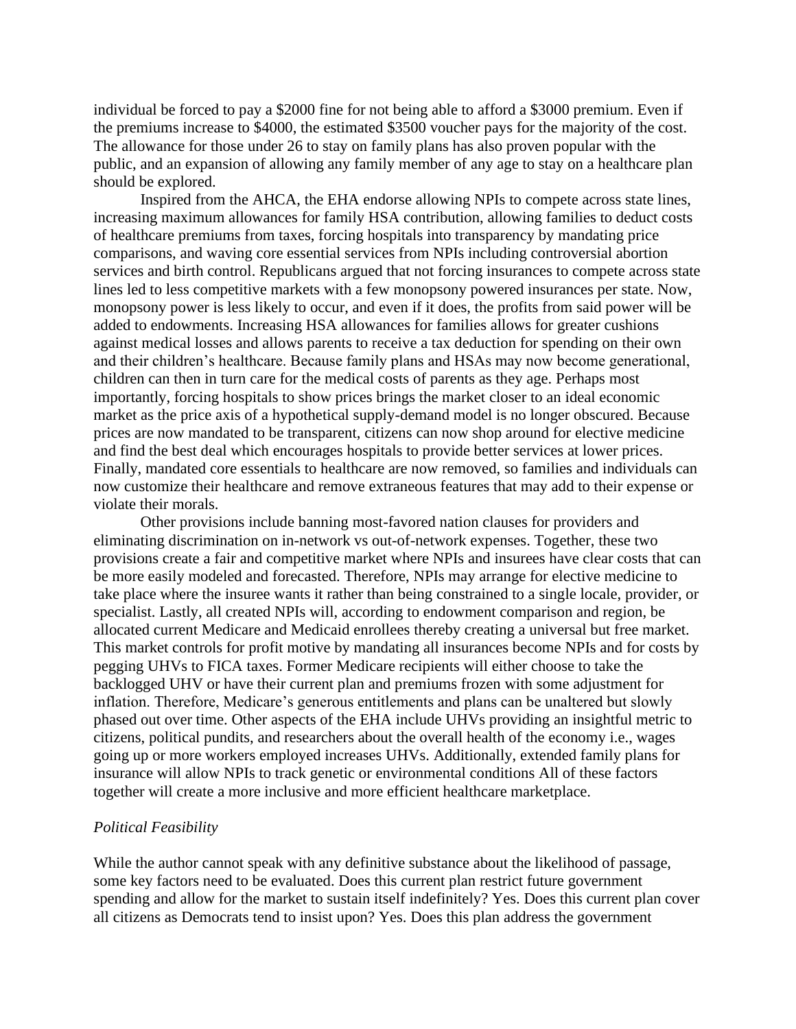individual be forced to pay a $2000 fine for not being able to afford a $3000 premium. Even if the premiums increase to $4000, the estimated $3500 voucher pays for the majority of the cost. The allowance for those under 26 to stay on family plans has also proven popular with the public, and an expansion of allowing any family member of any age to stay on a healthcare plan should be explored.

Inspired from the AHCA, the EHA endorse allowing NPIs to compete across state lines, increasing maximum allowances for family HSA contribution, allowing families to deduct costs of healthcare premiums from taxes, forcing hospitals into transparency by mandating price comparisons, and waving core essential services from NPIs including controversial abortion services and birth control. Republicans argued that not forcing insurances to compete across state lines led to less competitive markets with a few monopsony powered insurances per state. Now, monopsony power is less likely to occur, and even if it does, the profits from said power will be added to endowments. Increasing HSA allowances for families allows for greater cushions against medical losses and allows parents to receive a tax deduction for spending on their own and their children's healthcare. Because family plans and HSAs may now become generational, children can then in turn care for the medical costs of parents as they age. Perhaps most importantly, forcing hospitals to show prices brings the market closer to an ideal economic market as the price axis of a hypothetical supply-demand model is no longer obscured. Because prices are now mandated to be transparent, citizens can now shop around for elective medicine and find the best deal which encourages hospitals to provide better services at lower prices. Finally, mandated core essentials to healthcare are now removed, so families and individuals can now customize their healthcare and remove extraneous features that may add to their expense or violate their morals.

Other provisions include banning most-favored nation clauses for providers and eliminating discrimination on in-network vs out-of-network expenses. Together, these two provisions create a fair and competitive market where NPIs and insurees have clear costs that can be more easily modeled and forecasted. Therefore, NPIs may arrange for elective medicine to take place where the insuree wants it rather than being constrained to a single locale, provider, or specialist. Lastly, all created NPIs will, according to endowment comparison and region, be allocated current Medicare and Medicaid enrollees thereby creating a universal but free market. This market controls for profit motive by mandating all insurances become NPIs and for costs by pegging UHVs to FICA taxes. Former Medicare recipients will either choose to take the backlogged UHV or have their current plan and premiums frozen with some adjustment for inflation. Therefore, Medicare's generous entitlements and plans can be unaltered but slowly phased out over time. Other aspects of the EHA include UHVs providing an insightful metric to citizens, political pundits, and researchers about the overall health of the economy i.e., wages going up or more workers employed increases UHVs. Additionally, extended family plans for insurance will allow NPIs to track genetic or environmental conditions All of these factors together will create a more inclusive and more efficient healthcare marketplace.

*Political Feasibility*

While the author cannot speak with any definitive substance about the likelihood of passage, some key factors need to be evaluated. Does this current plan restrict future government spending and allow for the market to sustain itself indefinitely? Yes. Does this current plan cover all citizens as Democrats tend to insist upon? Yes. Does this plan address the government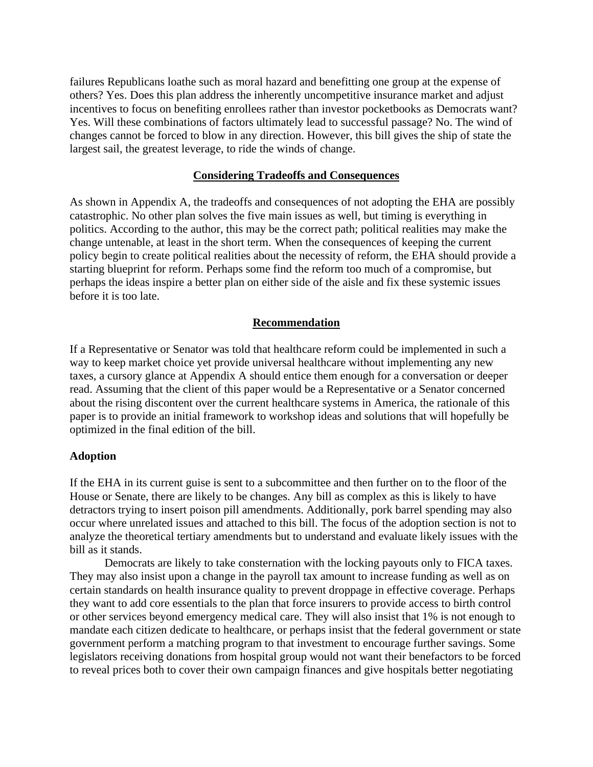failures Republicans loathe such as moral hazard and benefitting one group at the expense of others? Yes. Does this plan address the inherently uncompetitive insurance market and adjust incentives to focus on benefiting enrollees rather than investor pocketbooks as Democrats want? Yes. Will these combinations of factors ultimately lead to successful passage? No. The wind of changes cannot be forced to blow in any direction. However, this bill gives the ship of state the largest sail, the greatest leverage, to ride the winds of change.

## Considering Tradeoffs and Consequences

As shown in Appendix A, the tradeoffs and consequences of not adopting the EHA are possibly catastrophic. No other plan solves the five main issues as well, but timing is everything in politics. According to the author, this may be the correct path; political realities may make the change untenable, at least in the short term. When the consequences of keeping the current policy begin to create political realities about the necessity of reform, the EHA should provide a starting blueprint for reform. Perhaps some find the reform too much of a compromise, but perhaps the ideas inspire a better plan on either side of the aisle and fix these systemic issues before it is too late.

## Recommendation

If a Representative or Senator was told that healthcare reform could be implemented in such a way to keep market choice yet provide universal healthcare without implementing any new taxes, a cursory glance at Appendix A should entice them enough for a conversation or deeper read. Assuming that the client of this paper would be a Representative or a Senator concerned about the rising discontent over the current healthcare systems in America, the rationale of this paper is to provide an initial framework to workshop ideas and solutions that will hopefully be optimized in the final edition of the bill.

### Adoption

If the EHA in its current guise is sent to a subcommittee and then further on to the floor of the House or Senate, there are likely to be changes. Any bill as complex as this is likely to have detractors trying to insert poison pill amendments. Additionally, pork barrel spending may also occur where unrelated issues and attached to this bill. The focus of the adoption section is not to analyze the theoretical tertiary amendments but to understand and evaluate likely issues with the bill as it stands.

Democrats are likely to take consternation with the locking payouts only to FICA taxes. They may also insist upon a change in the payroll tax amount to increase funding as well as on certain standards on health insurance quality to prevent droppage in effective coverage. Perhaps they want to add core essentials to the plan that force insurers to provide access to birth control or other services beyond emergency medical care. They will also insist that 1% is not enough to mandate each citizen dedicate to healthcare, or perhaps insist that the federal government or state government perform a matching program to that investment to encourage further savings. Some legislators receiving donations from hospital group would not want their benefactors to be forced to reveal prices both to cover their own campaign finances and give hospitals better negotiating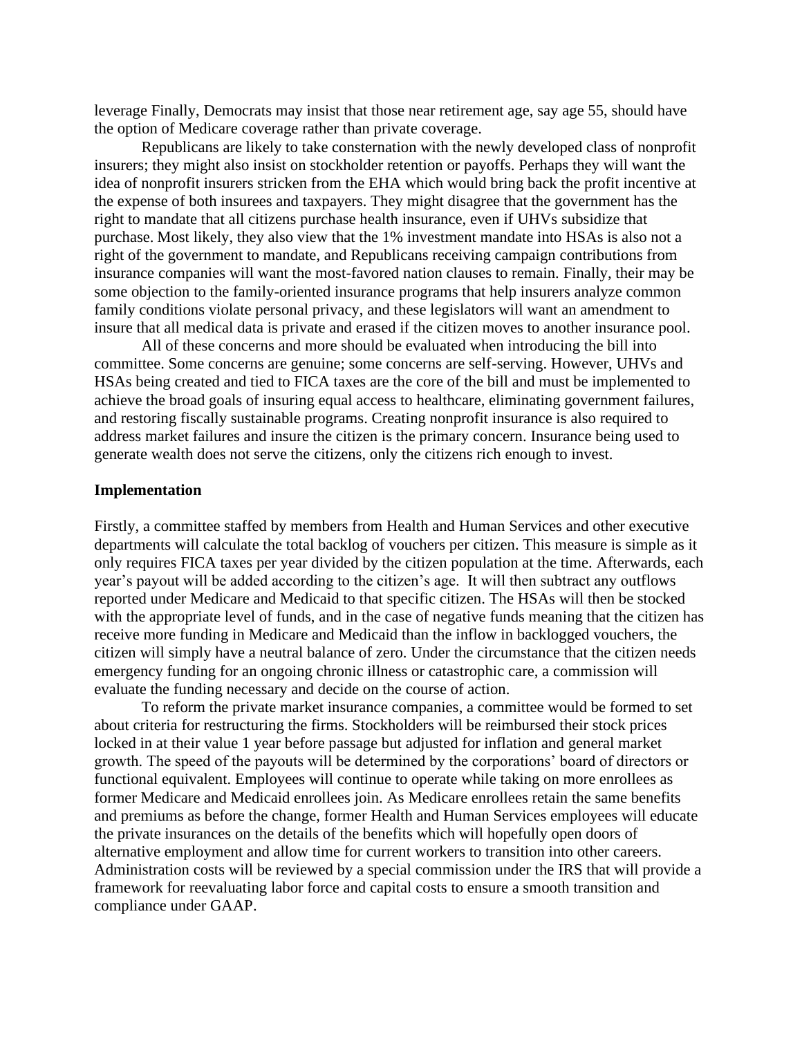leverage Finally, Democrats may insist that those near retirement age, say age 55, should have the option of Medicare coverage rather than private coverage.

Republicans are likely to take consternation with the newly developed class of nonprofit insurers; they might also insist on stockholder retention or payoffs. Perhaps they will want the idea of nonprofit insurers stricken from the EHA which would bring back the profit incentive at the expense of both insurees and taxpayers. They might disagree that the government has the right to mandate that all citizens purchase health insurance, even if UHVs subsidize that purchase. Most likely, they also view that the 1% investment mandate into HSAs is also not a right of the government to mandate, and Republicans receiving campaign contributions from insurance companies will want the most-favored nation clauses to remain. Finally, their may be some objection to the family-oriented insurance programs that help insurers analyze common family conditions violate personal privacy, and these legislators will want an amendment to insure that all medical data is private and erased if the citizen moves to another insurance pool.

All of these concerns and more should be evaluated when introducing the bill into committee. Some concerns are genuine; some concerns are self-serving. However, UHVs and HSAs being created and tied to FICA taxes are the core of the bill and must be implemented to achieve the broad goals of insuring equal access to healthcare, eliminating government failures, and restoring fiscally sustainable programs. Creating nonprofit insurance is also required to address market failures and insure the citizen is the primary concern. Insurance being used to generate wealth does not serve the citizens, only the citizens rich enough to invest.

**Implementation**

Firstly, a committee staffed by members from Health and Human Services and other executive departments will calculate the total backlog of vouchers per citizen. This measure is simple as it only requires FICA taxes per year divided by the citizen population at the time. Afterwards, each year's payout will be added according to the citizen's age. It will then subtract any outflows reported under Medicare and Medicaid to that specific citizen. The HSAs will then be stocked with the appropriate level of funds, and in the case of negative funds meaning that the citizen has receive more funding in Medicare and Medicaid than the inflow in backlogged vouchers, the citizen will simply have a neutral balance of zero. Under the circumstance that the citizen needs emergency funding for an ongoing chronic illness or catastrophic care, a commission will evaluate the funding necessary and decide on the course of action.

To reform the private market insurance companies, a committee would be formed to set about criteria for restructuring the firms. Stockholders will be reimbursed their stock prices locked in at their value 1 year before passage but adjusted for inflation and general market growth. The speed of the payouts will be determined by the corporations' board of directors or functional equivalent. Employees will continue to operate while taking on more enrollees as former Medicare and Medicaid enrollees join. As Medicare enrollees retain the same benefits and premiums as before the change, former Health and Human Services employees will educate the private insurances on the details of the benefits which will hopefully open doors of alternative employment and allow time for current workers to transition into other careers. Administration costs will be reviewed by a special commission under the IRS that will provide a framework for reevaluating labor force and capital costs to ensure a smooth transition and compliance under GAAP.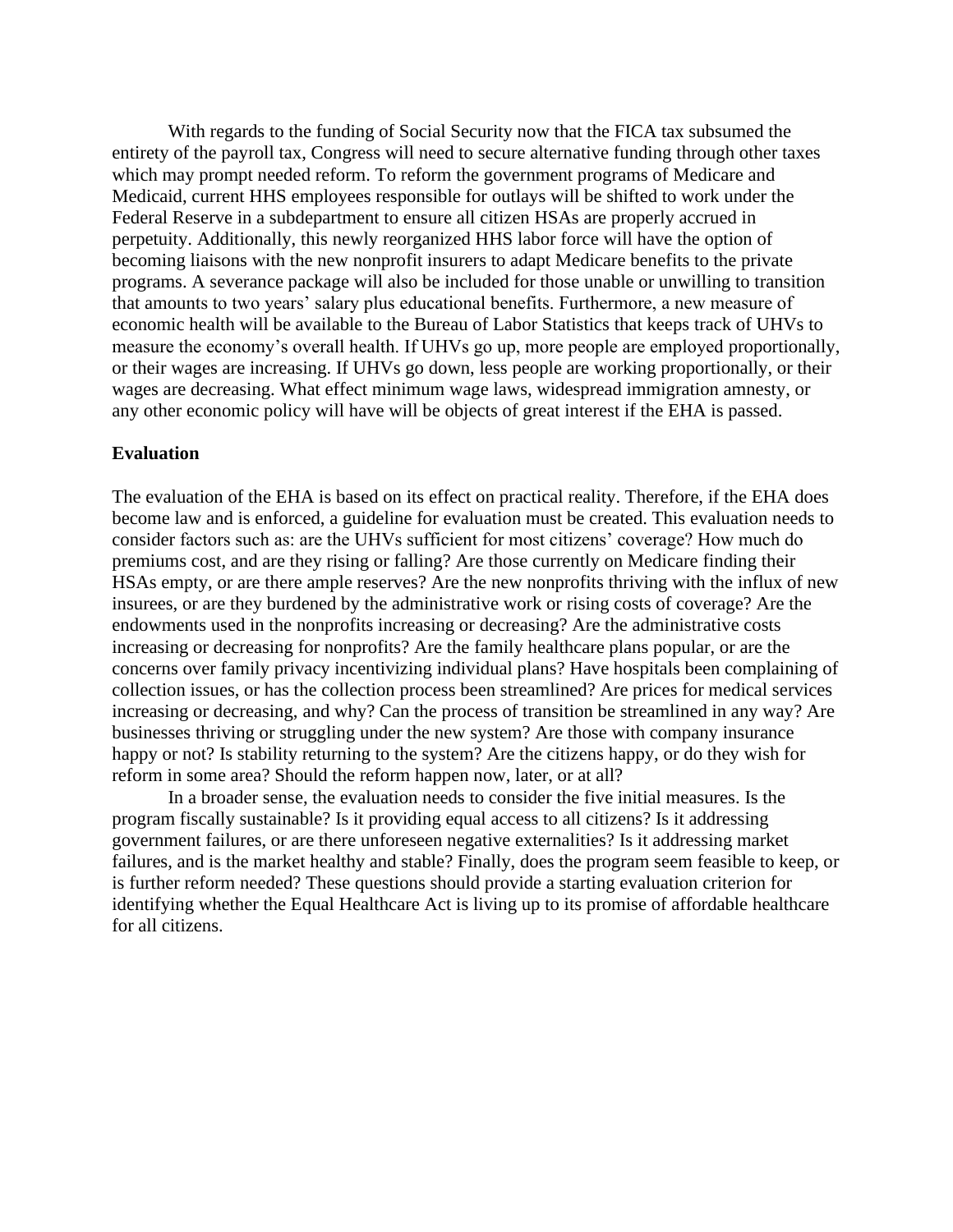With regards to the funding of Social Security now that the FICA tax subsumed the entirety of the payroll tax, Congress will need to secure alternative funding through other taxes which may prompt needed reform. To reform the government programs of Medicare and Medicaid, current HHS employees responsible for outlays will be shifted to work under the Federal Reserve in a subdepartment to ensure all citizen HSAs are properly accrued in perpetuity. Additionally, this newly reorganized HHS labor force will have the option of becoming liaisons with the new nonprofit insurers to adapt Medicare benefits to the private programs. A severance package will also be included for those unable or unwilling to transition that amounts to two years' salary plus educational benefits. Furthermore, a new measure of economic health will be available to the Bureau of Labor Statistics that keeps track of UHVs to measure the economy's overall health. If UHVs go up, more people are employed proportionally, or their wages are increasing. If UHVs go down, less people are working proportionally, or their wages are decreasing. What effect minimum wage laws, widespread immigration amnesty, or any other economic policy will have will be objects of great interest if the EHA is passed.

**Evaluation**

The evaluation of the EHA is based on its effect on practical reality. Therefore, if the EHA does become law and is enforced, a guideline for evaluation must be created. This evaluation needs to consider factors such as: are the UHVs sufficient for most citizens' coverage? How much do premiums cost, and are they rising or falling? Are those currently on Medicare finding their HSAs empty, or are there ample reserves? Are the new nonprofits thriving with the influx of new insurees, or are they burdened by the administrative work or rising costs of coverage? Are the endowments used in the nonprofits increasing or decreasing? Are the administrative costs increasing or decreasing for nonprofits? Are the family healthcare plans popular, or are the concerns over family privacy incentivizing individual plans? Have hospitals been complaining of collection issues, or has the collection process been streamlined? Are prices for medical services increasing or decreasing, and why? Can the process of transition be streamlined in any way? Are businesses thriving or struggling under the new system? Are those with company insurance happy or not? Is stability returning to the system? Are the citizens happy, or do they wish for reform in some area? Should the reform happen now, later, or at all?

In a broader sense, the evaluation needs to consider the five initial measures. Is the program fiscally sustainable? Is it providing equal access to all citizens? Is it addressing government failures, or are there unforeseen negative externalities? Is it addressing market failures, and is the market healthy and stable? Finally, does the program seem feasible to keep, or is further reform needed? These questions should provide a starting evaluation criterion for identifying whether the Equal Healthcare Act is living up to its promise of affordable healthcare for all citizens.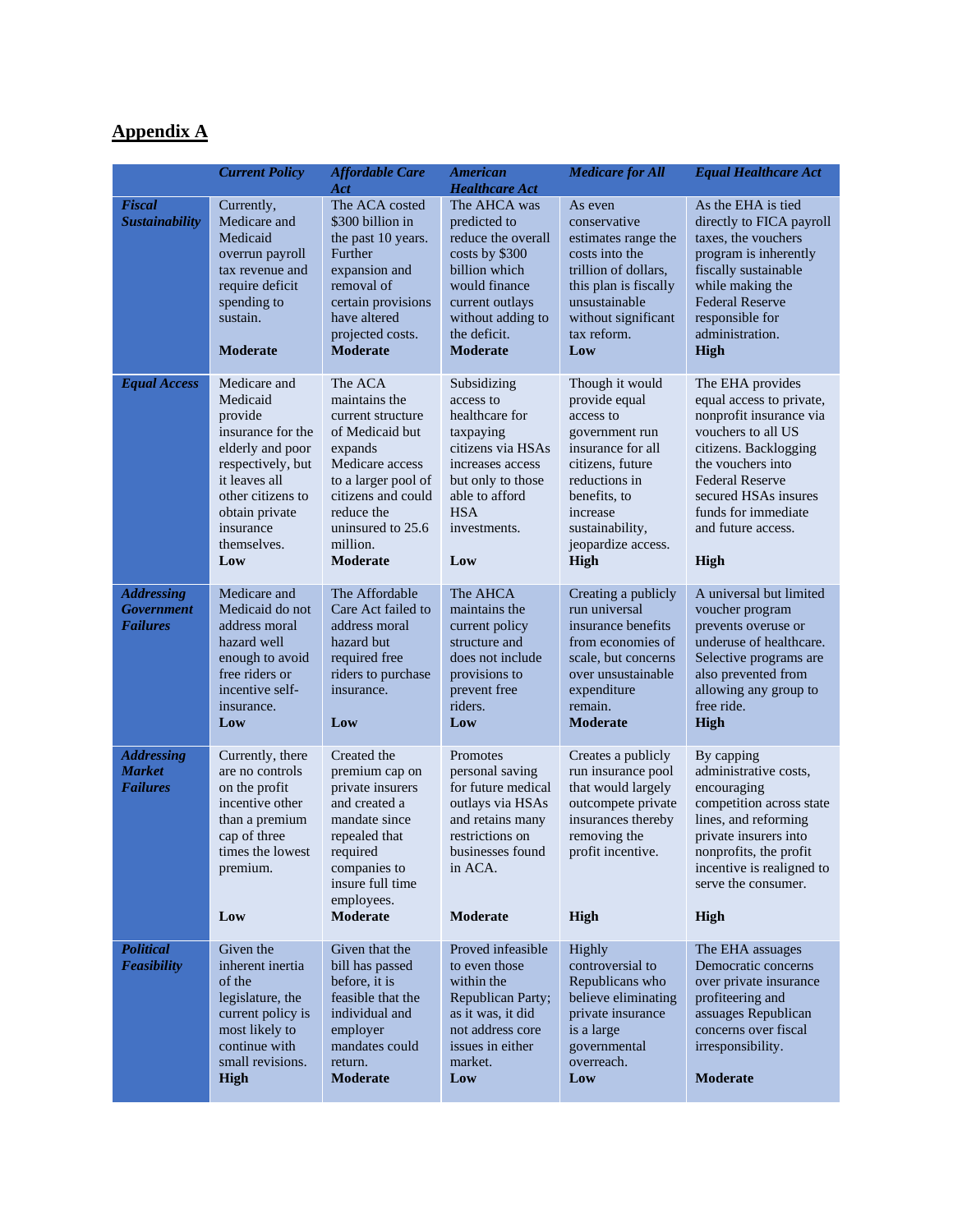## Appendix A

| | *Current Policy* | *Affordable Care Act* | *American Healthcare Act* | *Medicare for All* | *Equal Healthcare Act* |
|---|---|---|---|---|---|
| ***Fiscal Sustainability*** | Currently, Medicare and Medicaid overrun payroll tax revenue and require deficit spending to sustain. **Moderate** | The ACA costed $300 billion in the past 10 years. Further expansion and removal of certain provisions have altered projected costs. **Moderate** | The AHCA was predicted to reduce the overall costs by $300 billion which would finance current outlays without adding to the deficit. **Moderate** | As even conservative estimates range the costs into the trillion of dollars, this plan is fiscally unsustainable without significant tax reform. **Low** | As the EHA is tied directly to FICA payroll taxes, the vouchers program is inherently fiscally sustainable while making the Federal Reserve responsible for administration. **High** |
| ***Equal Access*** | Medicare and Medicaid provide insurance for the elderly and poor respectively, but it leaves all other citizens to obtain private insurance themselves. **Low** | The ACA maintains the current structure of Medicaid but expands Medicare access to a larger pool of citizens and could reduce the uninsured to 25.6 million. **Moderate** | Subsidizing access to healthcare for taxpaying citizens via HSAs increases access but only to those able to afford HSA investments. **Low** | Though it would provide equal access to government run insurance for all citizens, future reductions in benefits, to increase sustainability, jeopardize access. **High** | The EHA provides equal access to private, nonprofit insurance via vouchers to all US citizens. Backlogging the vouchers into Federal Reserve secured HSAs insures funds for immediate and future access. **High** |
| ***Addressing Government Failures*** | Medicare and Medicaid do not address moral hazard well enough to avoid free riders or incentive self-insurance. **Low** | The Affordable Care Act failed to address moral hazard but required free riders to purchase insurance. **Low** | The AHCA maintains the current policy structure and does not include provisions to prevent free riders. **Low** | Creating a publicly run universal insurance benefits from economies of scale, but concerns over unsustainable expenditure remain. **Moderate** | A universal but limited voucher program prevents overuse or underuse of healthcare. Selective programs are also prevented from allowing any group to free ride. **High** |
| ***Addressing Market Failures*** | Currently, there are no controls on the profit incentive other than a premium cap of three times the lowest premium. **Low** | Created the premium cap on private insurers and created a mandate since repealed that required companies to insure full time employees. **Moderate** | Promotes personal saving for future medical outlays via HSAs and retains many restrictions on businesses found in ACA. **Moderate** | Creates a publicly run insurance pool that would largely outcompete private insurances thereby removing the profit incentive. **High** | By capping administrative costs, encouraging competition across state lines, and reforming private insurers into nonprofits, the profit incentive is realigned to serve the consumer. **High** |
| ***Political Feasibility*** | Given the inherent inertia of the legislature, the current policy is most likely to continue with small revisions. **High** | Given that the bill has passed before, it is feasible that the individual and employer mandates could return. **Moderate** | Proved infeasible to even those within the Republican Party; as it was, it did not address core issues in either market. **Low** | Highly controversial to Republicans who believe eliminating private insurance is a large governmental overreach. **Low** | The EHA assuages Democratic concerns over private insurance profiteering and assuages Republican concerns over fiscal irresponsibility. **Moderate** |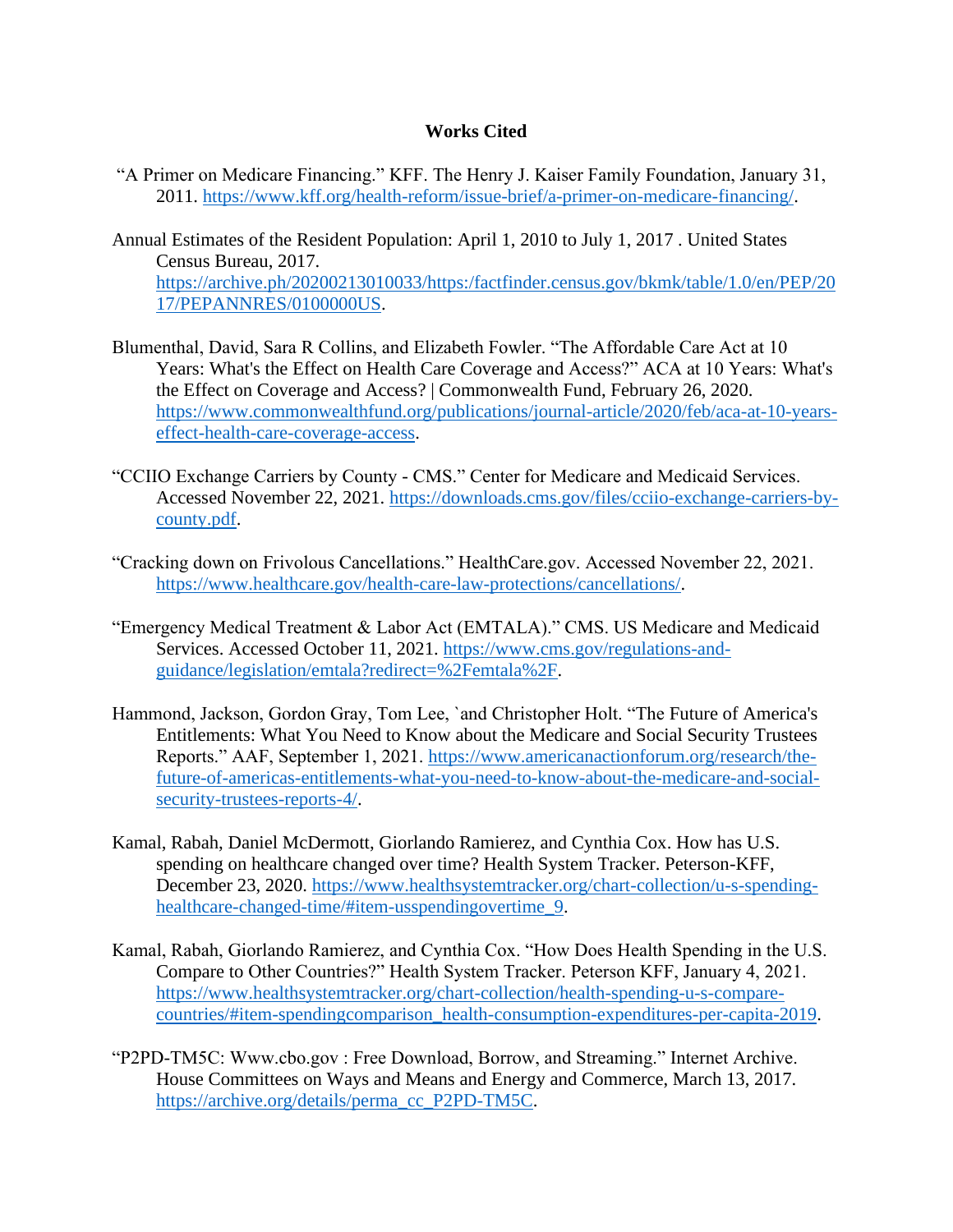# Works Cited

"A Primer on Medicare Financing." KFF. The Henry J. Kaiser Family Foundation, January 31, 2011. https://www.kff.org/health-reform/issue-brief/a-primer-on-medicare-financing/.

Annual Estimates of the Resident Population: April 1, 2010 to July 1, 2017 . United States Census Bureau, 2017. https://archive.ph/20200213010033/https:/factfinder.census.gov/bkmk/table/1.0/en/PEP/2017/PEPANNRES/0100000US.

Blumenthal, David, Sara R Collins, and Elizabeth Fowler. "The Affordable Care Act at 10 Years: What's the Effect on Health Care Coverage and Access?" ACA at 10 Years: What's the Effect on Coverage and Access? | Commonwealth Fund, February 26, 2020. https://www.commonwealthfund.org/publications/journal-article/2020/feb/aca-at-10-years-effect-health-care-coverage-access.

"CCIIO Exchange Carriers by County - CMS." Center for Medicare and Medicaid Services. Accessed November 22, 2021. https://downloads.cms.gov/files/cciio-exchange-carriers-by-county.pdf.

"Cracking down on Frivolous Cancellations." HealthCare.gov. Accessed November 22, 2021. https://www.healthcare.gov/health-care-law-protections/cancellations/.

"Emergency Medical Treatment & Labor Act (EMTALA)." CMS. US Medicare and Medicaid Services. Accessed October 11, 2021. https://www.cms.gov/regulations-and-guidance/legislation/emtala?redirect=%2Femtala%2F.

Hammond, Jackson, Gordon Gray, Tom Lee, `and Christopher Holt. "The Future of America's Entitlements: What You Need to Know about the Medicare and Social Security Trustees Reports." AAF, September 1, 2021. https://www.americanactionforum.org/research/the-future-of-americas-entitlements-what-you-need-to-know-about-the-medicare-and-social-security-trustees-reports-4/.

Kamal, Rabah, Daniel McDermott, Giorlando Ramierez, and Cynthia Cox. How has U.S. spending on healthcare changed over time? Health System Tracker. Peterson-KFF, December 23, 2020. https://www.healthsystemtracker.org/chart-collection/u-s-spending-healthcare-changed-time/#item-usspendingovertime_9.

Kamal, Rabah, Giorlando Ramierez, and Cynthia Cox. "How Does Health Spending in the U.S. Compare to Other Countries?" Health System Tracker. Peterson KFF, January 4, 2021. https://www.healthsystemtracker.org/chart-collection/health-spending-u-s-compare-countries/#item-spendingcomparison_health-consumption-expenditures-per-capita-2019.

"P2PD-TM5C: Www.cbo.gov : Free Download, Borrow, and Streaming." Internet Archive. House Committees on Ways and Means and Energy and Commerce, March 13, 2017. https://archive.org/details/perma_cc_P2PD-TM5C.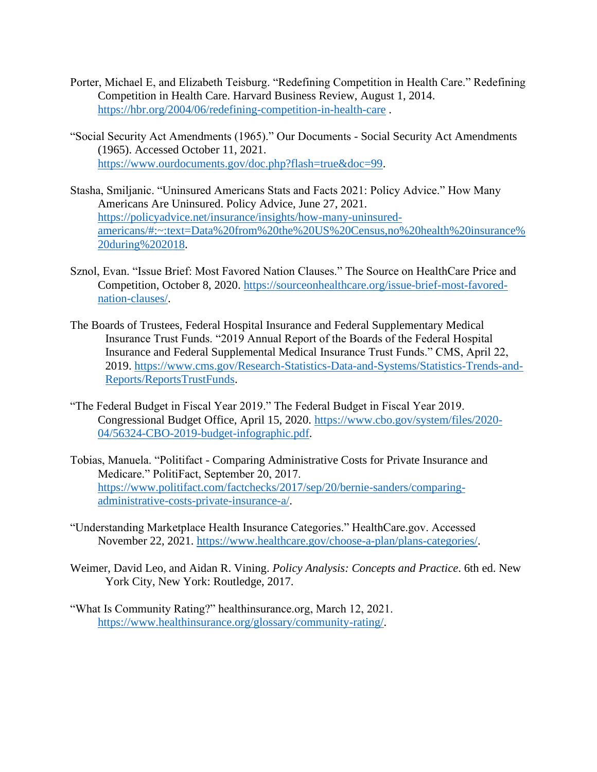Porter, Michael E, and Elizabeth Teisburg. "Redefining Competition in Health Care." Redefining Competition in Health Care. Harvard Business Review, August 1, 2014. https://hbr.org/2004/06/redefining-competition-in-health-care .

"Social Security Act Amendments (1965)." Our Documents - Social Security Act Amendments (1965). Accessed October 11, 2021. https://www.ourdocuments.gov/doc.php?flash=true&doc=99.

Stasha, Smiljanic. "Uninsured Americans Stats and Facts 2021: Policy Advice." How Many Americans Are Uninsured. Policy Advice, June 27, 2021. https://policyadvice.net/insurance/insights/how-many-uninsured-americans/#:~:text=Data%20from%20the%20US%20Census,no%20health%20insurance%20during%202018.

Sznol, Evan. "Issue Brief: Most Favored Nation Clauses." The Source on HealthCare Price and Competition, October 8, 2020. https://sourceonhealthcare.org/issue-brief-most-favored-nation-clauses/.

The Boards of Trustees, Federal Hospital Insurance and Federal Supplementary Medical Insurance Trust Funds. "2019 Annual Report of the Boards of the Federal Hospital Insurance and Federal Supplemental Medical Insurance Trust Funds." CMS, April 22, 2019. https://www.cms.gov/Research-Statistics-Data-and-Systems/Statistics-Trends-and-Reports/ReportsTrustFunds.

"The Federal Budget in Fiscal Year 2019." The Federal Budget in Fiscal Year 2019. Congressional Budget Office, April 15, 2020. https://www.cbo.gov/system/files/2020-04/56324-CBO-2019-budget-infographic.pdf.

Tobias, Manuela. "Politifact - Comparing Administrative Costs for Private Insurance and Medicare." PolitiFact, September 20, 2017. https://www.politifact.com/factchecks/2017/sep/20/bernie-sanders/comparing-administrative-costs-private-insurance-a/.

"Understanding Marketplace Health Insurance Categories." HealthCare.gov. Accessed November 22, 2021. https://www.healthcare.gov/choose-a-plan/plans-categories/.

Weimer, David Leo, and Aidan R. Vining. *Policy Analysis: Concepts and Practice*. 6th ed. New York City, New York: Routledge, 2017.

"What Is Community Rating?" healthinsurance.org, March 12, 2021. https://www.healthinsurance.org/glossary/community-rating/.